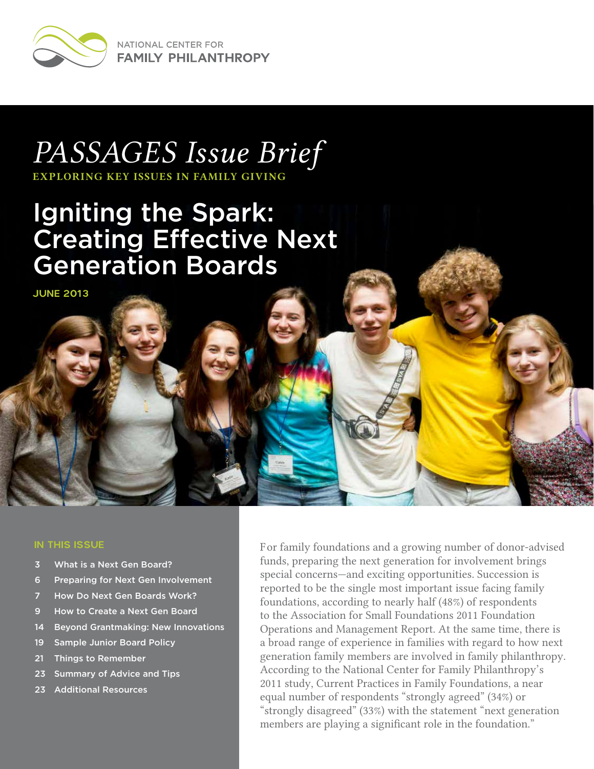NATIONAL CENTER FOR
FAMILY PHILANTHROPY

# *PASSAGES Issue Brief*

**EXPLORING KEY ISSUES IN FAMILY GIVING**

# Igniting the Spark: Creating Effective Next Generation Boards

JUNE 2013

## IN THIS ISSUE

- 3 What is a Next Gen Board?
- 6 Preparing for Next Gen Involvement
- 7 How Do Next Gen Boards Work?
- 9 How to Create a Next Gen Board
- 14 Beyond Grantmaking: New Innovations
- 19 Sample Junior Board Policy
- 21 Things to Remember
- 23 Summary of Advice and Tips
- 23 Additional Resources

For family foundations and a growing number of donor-advised funds, preparing the next generation for involvement brings special concerns—and exciting opportunities. Succession is reported to be the single most important issue facing family foundations, according to nearly half (48%) of respondents to the Association for Small Foundations 2011 Foundation Operations and Management Report. At the same time, there is a broad range of experience in families with regard to how next generation family members are involved in family philanthropy. According to the National Center for Family Philanthropy's 2011 study, Current Practices in Family Foundations, a near equal number of respondents "strongly agreed" (34%) or "strongly disagreed" (33%) with the statement "next generation members are playing a significant role in the foundation."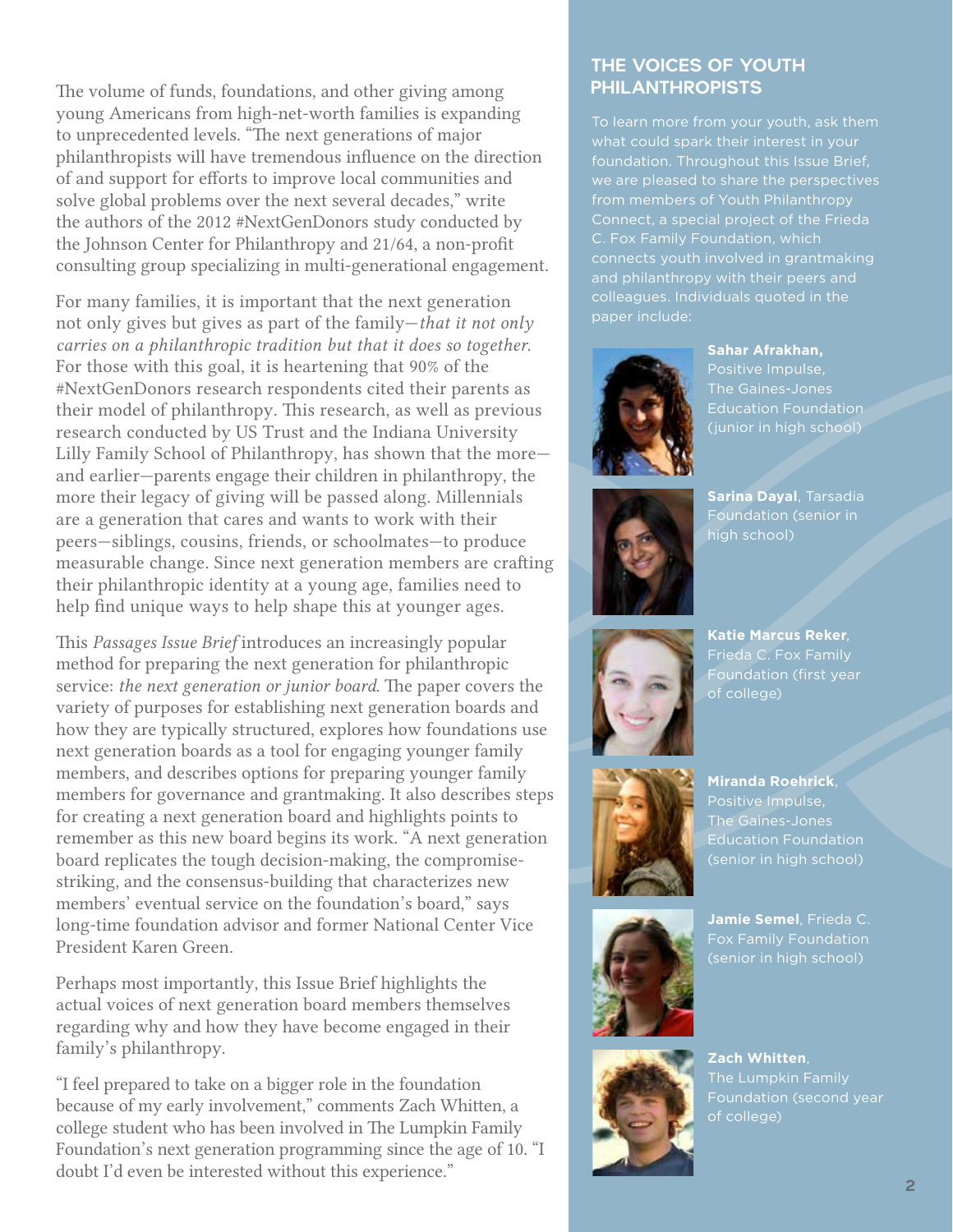The volume of funds, foundations, and other giving among young Americans from high-net-worth families is expanding to unprecedented levels. "The next generations of major philanthropists will have tremendous influence on the direction of and support for efforts to improve local communities and solve global problems over the next several decades," write the authors of the 2012 #NextGenDonors study conducted by the Johnson Center for Philanthropy and 21/64, a non-profit consulting group specializing in multi-generational engagement.

For many families, it is important that the next generation not only gives but gives as part of the family—*that it not only carries on a philanthropic tradition but that it does so together.* For those with this goal, it is heartening that 90% of the #NextGenDonors research respondents cited their parents as their model of philanthropy. This research, as well as previous research conducted by US Trust and the Indiana University Lilly Family School of Philanthropy, has shown that the more—and earlier—parents engage their children in philanthropy, the more their legacy of giving will be passed along. Millennials are a generation that cares and wants to work with their peers—siblings, cousins, friends, or schoolmates—to produce measurable change. Since next generation members are crafting their philanthropic identity at a young age, families need to help find unique ways to help shape this at younger ages.

This *Passages Issue Brief* introduces an increasingly popular method for preparing the next generation for philanthropic service: *the next generation or junior board*. The paper covers the variety of purposes for establishing next generation boards and how they are typically structured, explores how foundations use next generation boards as a tool for engaging younger family members, and describes options for preparing younger family members for governance and grantmaking. It also describes steps for creating a next generation board and highlights points to remember as this new board begins its work. "A next generation board replicates the tough decision-making, the compromise-striking, and the consensus-building that characterizes new members' eventual service on the foundation's board," says long-time foundation advisor and former National Center Vice President Karen Green.

Perhaps most importantly, this Issue Brief highlights the actual voices of next generation board members themselves regarding why and how they have become engaged in their family's philanthropy.

"I feel prepared to take on a bigger role in the foundation because of my early involvement," comments Zach Whitten, a college student who has been involved in The Lumpkin Family Foundation's next generation programming since the age of 10. "I doubt I'd even be interested without this experience."

## THE VOICES OF YOUTH PHILANTHROPISTS

To learn more from your youth, ask them what could spark their interest in your foundation. Throughout this Issue Brief, we are pleased to share the perspectives from members of Youth Philanthropy Connect, a special project of the Frieda C. Fox Family Foundation, which connects youth involved in grantmaking and philanthropy with their peers and colleagues. Individuals quoted in the paper include:

**Sahar Afrakhan,** Positive Impulse, The Gaines-Jones Education Foundation (junior in high school)

**Sarina Dayal**, Tarsadia Foundation (senior in high school)

**Katie Marcus Reker**, Frieda C. Fox Family Foundation (first year of college)

**Miranda Roehrick**, Positive Impulse, The Gaines-Jones Education Foundation (senior in high school)

**Jamie Semel**, Frieda C. Fox Family Foundation (senior in high school)

**Zach Whitten**, The Lumpkin Family Foundation (second year of college)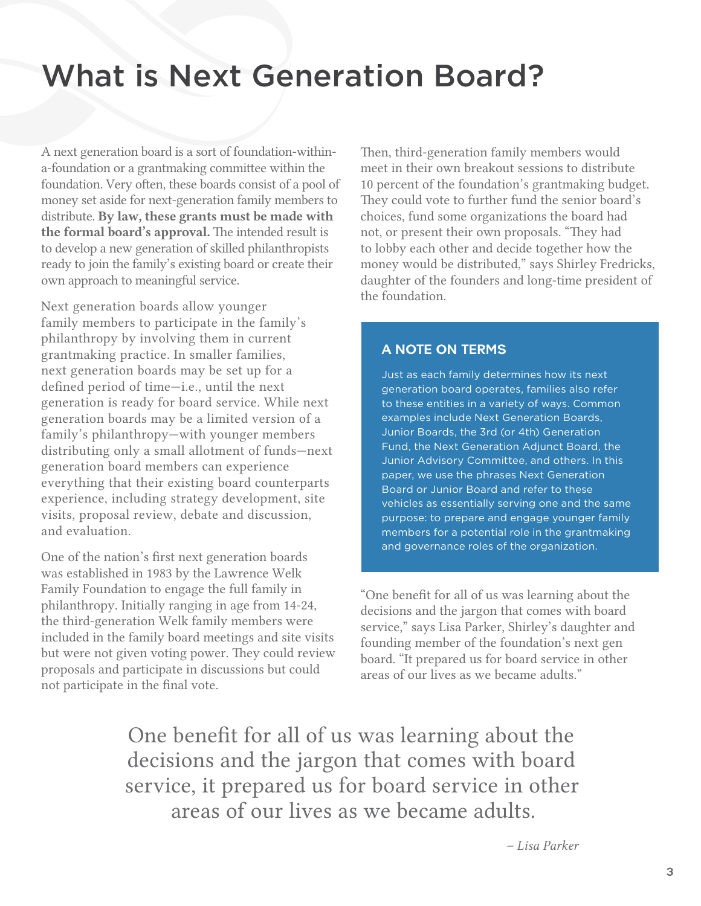# What is Next Generation Board?

A next generation board is a sort of foundation-within-a-foundation or a grantmaking committee within the foundation. Very often, these boards consist of a pool of money set aside for next-generation family members to distribute. **By law, these grants must be made with the formal board's approval.** The intended result is to develop a new generation of skilled philanthropists ready to join the family's existing board or create their own approach to meaningful service.

Next generation boards allow younger family members to participate in the family's philanthropy by involving them in current grantmaking practice. In smaller families, next generation boards may be set up for a defined period of time—i.e., until the next generation is ready for board service. While next generation boards may be a limited version of a family's philanthropy—with younger members distributing only a small allotment of funds—next generation board members can experience everything that their existing board counterparts experience, including strategy development, site visits, proposal review, debate and discussion, and evaluation.

One of the nation's first next generation boards was established in 1983 by the Lawrence Welk Family Foundation to engage the full family in philanthropy. Initially ranging in age from 14-24, the third-generation Welk family members were included in the family board meetings and site visits but were not given voting power. They could review proposals and participate in discussions but could not participate in the final vote.

Then, third-generation family members would meet in their own breakout sessions to distribute 10 percent of the foundation's grantmaking budget. They could vote to further fund the senior board's choices, fund some organizations the board had not, or present their own proposals. "They had to lobby each other and decide together how the money would be distributed," says Shirley Fredricks, daughter of the founders and long-time president of the foundation.

## A NOTE ON TERMS

Just as each family determines how its next generation board operates, families also refer to these entities in a variety of ways. Common examples include Next Generation Boards, Junior Boards, the 3rd (or 4th) Generation Fund, the Next Generation Adjunct Board, the Junior Advisory Committee, and others. In this paper, we use the phrases Next Generation Board or Junior Board and refer to these vehicles as essentially serving one and the same purpose: to prepare and engage younger family members for a potential role in the grantmaking and governance roles of the organization.

"One benefit for all of us was learning about the decisions and the jargon that comes with board service," says Lisa Parker, Shirley's daughter and founding member of the foundation's next gen board. "It prepared us for board service in other areas of our lives as we became adults."

> One benefit for all of us was learning about the decisions and the jargon that comes with board service, it prepared us for board service in other areas of our lives as we became adults.
>
> *– Lisa Parker*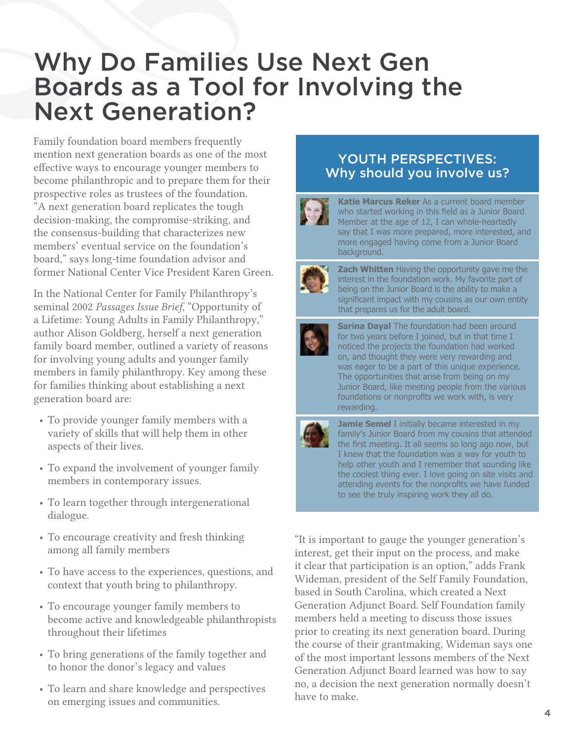# Why Do Families Use Next Gen Boards as a Tool for Involving the Next Generation?

Family foundation board members frequently mention next generation boards as one of the most effective ways to encourage younger members to become philanthropic and to prepare them for their prospective roles as trustees of the foundation. "A next generation board replicates the tough decision-making, the compromise-striking, and the consensus-building that characterizes new members' eventual service on the foundation's board," says long-time foundation advisor and former National Center Vice President Karen Green.

In the National Center for Family Philanthropy's seminal 2002 *Passages Issue Brief*, "Opportunity of a Lifetime: Young Adults in Family Philanthropy," author Alison Goldberg, herself a next generation family board member, outlined a variety of reasons for involving young adults and younger family members in family philanthropy. Key among these for families thinking about establishing a next generation board are:

- To provide younger family members with a variety of skills that will help them in other aspects of their lives.
- To expand the involvement of younger family members in contemporary issues.
- To learn together through intergenerational dialogue.
- To encourage creativity and fresh thinking among all family members
- To have access to the experiences, questions, and context that youth bring to philanthropy.
- To encourage younger family members to become active and knowledgeable philanthropists throughout their lifetimes
- To bring generations of the family together and to honor the donor's legacy and values
- To learn and share knowledge and perspectives on emerging issues and communities.

## YOUTH PERSPECTIVES: Why should you involve us?

**Katie Marcus Reker** As a current board member who started working in this field as a Junior Board Member at the age of 12, I can whole-heartedly say that I was more prepared, more interested, and more engaged having come from a Junior Board background.

**Zach Whitten** Having the opportunity gave me the interest in the foundation work. My favorite part of being on the Junior Board is the ability to make a significant impact with my cousins as our own entity that prepares us for the adult board.

**Sarina Dayal** The foundation had been around for two years before I joined, but in that time I noticed the projects the foundation had worked on, and thought they were very rewarding and was eager to be a part of this unique experience. The opportunities that arise from being on my Junior Board, like meeting people from the various foundations or nonprofits we work with, is very rewarding.

**Jamie Semel** I initially became interested in my family's Junior Board from my cousins that attended the first meeting. It all seems so long ago now, but I knew that the foundation was a way for youth to help other youth and I remember that sounding like the coolest thing ever. I love going on site visits and attending events for the nonprofits we have funded to see the truly inspiring work they all do.

"It is important to gauge the younger generation's interest, get their input on the process, and make it clear that participation is an option," adds Frank Wideman, president of the Self Family Foundation, based in South Carolina, which created a Next Generation Adjunct Board. Self Foundation family members held a meeting to discuss those issues prior to creating its next generation board. During the course of their grantmaking, Wideman says one of the most important lessons members of the Next Generation Adjunct Board learned was how to say no, a decision the next generation normally doesn't have to make.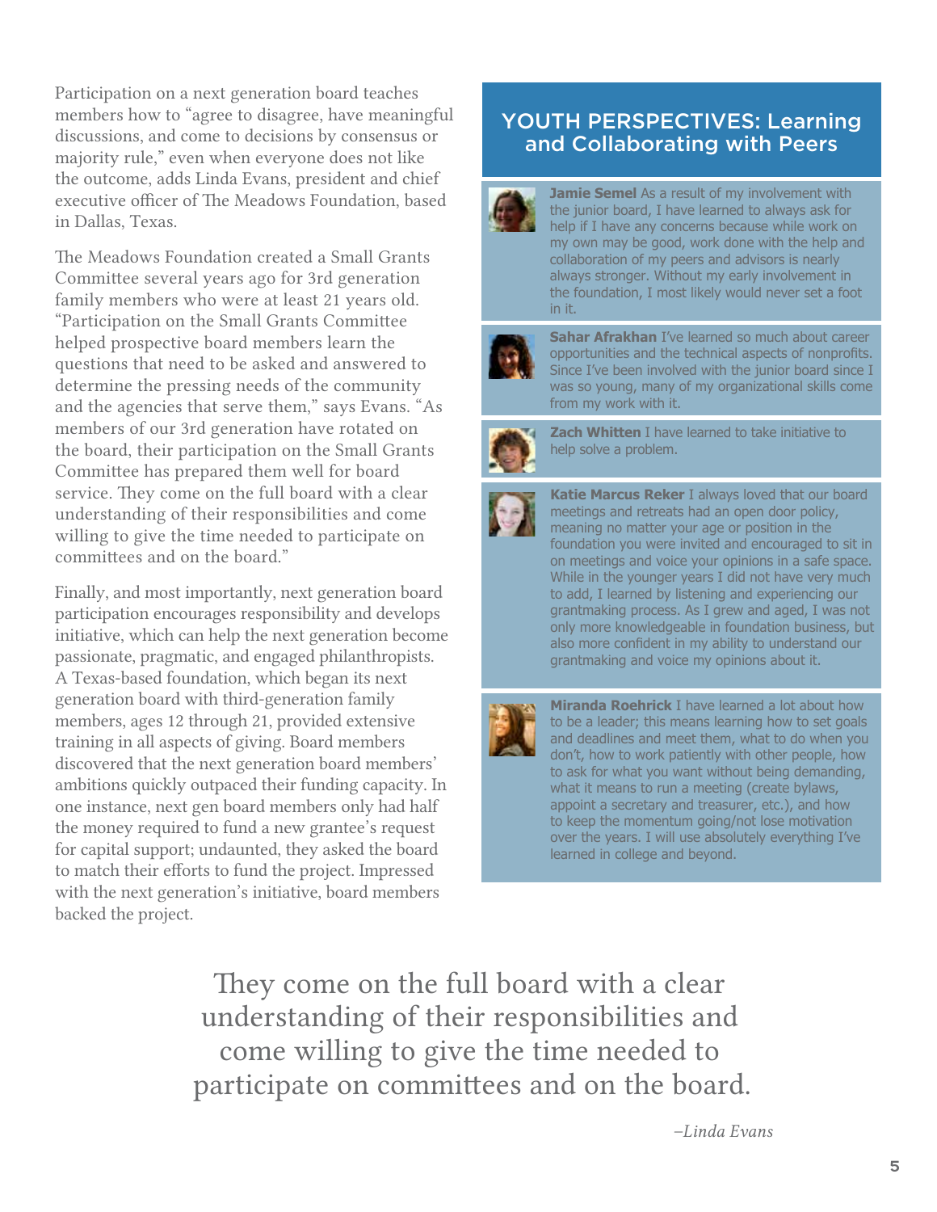Participation on a next generation board teaches members how to "agree to disagree, have meaningful discussions, and come to decisions by consensus or majority rule," even when everyone does not like the outcome, adds Linda Evans, president and chief executive officer of The Meadows Foundation, based in Dallas, Texas.

The Meadows Foundation created a Small Grants Committee several years ago for 3rd generation family members who were at least 21 years old. "Participation on the Small Grants Committee helped prospective board members learn the questions that need to be asked and answered to determine the pressing needs of the community and the agencies that serve them," says Evans. "As members of our 3rd generation have rotated on the board, their participation on the Small Grants Committee has prepared them well for board service. They come on the full board with a clear understanding of their responsibilities and come willing to give the time needed to participate on committees and on the board."

Finally, and most importantly, next generation board participation encourages responsibility and develops initiative, which can help the next generation become passionate, pragmatic, and engaged philanthropists. A Texas-based foundation, which began its next generation board with third-generation family members, ages 12 through 21, provided extensive training in all aspects of giving. Board members discovered that the next generation board members' ambitions quickly outpaced their funding capacity. In one instance, next gen board members only had half the money required to fund a new grantee's request for capital support; undaunted, they asked the board to match their efforts to fund the project. Impressed with the next generation's initiative, board members backed the project.

## YOUTH PERSPECTIVES: Learning and Collaborating with Peers

**Jamie Semel** As a result of my involvement with the junior board, I have learned to always ask for help if I have any concerns because while work on my own may be good, work done with the help and collaboration of my peers and advisors is nearly always stronger. Without my early involvement in the foundation, I most likely would never set a foot in it.

**Sahar Afrakhan** I've learned so much about career opportunities and the technical aspects of nonprofits. Since I've been involved with the junior board since I was so young, many of my organizational skills come from my work with it.

**Zach Whitten** I have learned to take initiative to help solve a problem.

**Katie Marcus Reker** I always loved that our board meetings and retreats had an open door policy, meaning no matter your age or position in the foundation you were invited and encouraged to sit in on meetings and voice your opinions in a safe space. While in the younger years I did not have very much to add, I learned by listening and experiencing our grantmaking process. As I grew and aged, I was not only more knowledgeable in foundation business, but also more confident in my ability to understand our grantmaking and voice my opinions about it.

**Miranda Roehrick** I have learned a lot about how to be a leader; this means learning how to set goals and deadlines and meet them, what to do when you don't, how to work patiently with other people, how to ask for what you want without being demanding, what it means to run a meeting (create bylaws, appoint a secretary and treasurer, etc.), and how to keep the momentum going/not lose motivation over the years. I will use absolutely everything I've learned in college and beyond.

> They come on the full board with a clear understanding of their responsibilities and come willing to give the time needed to participate on committees and on the board.
>
> *–Linda Evans*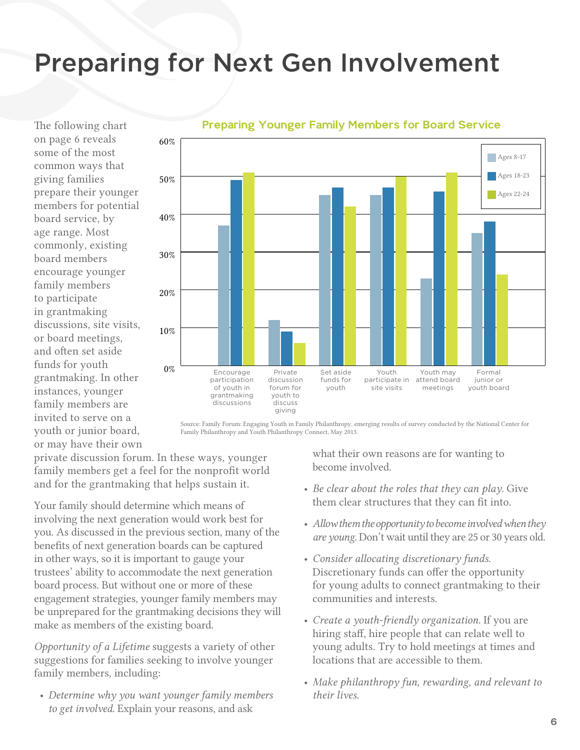# Preparing for Next Gen Involvement

The following chart on page 6 reveals some of the most common ways that giving families prepare their younger members for potential board service, by age range. Most commonly, existing board members encourage younger family members to participate in grantmaking discussions, site visits, or board meetings, and often set aside funds for youth grantmaking. In other instances, younger family members are invited to serve on a youth or junior board, or may have their own private discussion forum. In these ways, younger family members get a feel for the nonprofit world and for the grantmaking that helps sustain it.

**Preparing Younger Family Members for Board Service**

| | Ages 8-17 | Ages 18-23 | Ages 22-24 |
|---|---|---|---|
| Encourage participation of youth in grantmaking discussions | 37% | 49% | 51% |
| Private discussion forum for youth to discuss giving | 12% | 9% | 6% |
| Set aside funds for youth | 45% | 47% | 42% |
| Youth participate in site visits | 45% | 47% | 50% |
| Youth may attend board meetings | 23% | 46% | 51% |
| Formal junior or youth board | 35% | 38% | 24% |

Source: Family Forum: Engaging Youth in Family Philanthropy, emerging results of survey conducted by the National Center for Family Philanthropy and Youth Philanthropy Connect, May 2013.

Your family should determine which means of involving the next generation would work best for you. As discussed in the previous section, many of the benefits of next generation boards can be captured in other ways, so it is important to gauge your trustees' ability to accommodate the next generation board process. But without one or more of these engagement strategies, younger family members may be unprepared for the grantmaking decisions they will make as members of the existing board.

*Opportunity of a Lifetime* suggests a variety of other suggestions for families seeking to involve younger family members, including:

- *Determine why you want younger family members to get involved.* Explain your reasons, and ask what their own reasons are for wanting to become involved.
- *Be clear about the roles that they can play.* Give them clear structures that they can fit into.
- *Allow them the opportunity to become involved when they are young.* Don't wait until they are 25 or 30 years old.
- *Consider allocating discretionary funds.* Discretionary funds can offer the opportunity for young adults to connect grantmaking to their communities and interests.
- *Create a youth-friendly organization.* If you are hiring staff, hire people that can relate well to young adults. Try to hold meetings at times and locations that are accessible to them.
- *Make philanthropy fun, rewarding, and relevant to their lives.*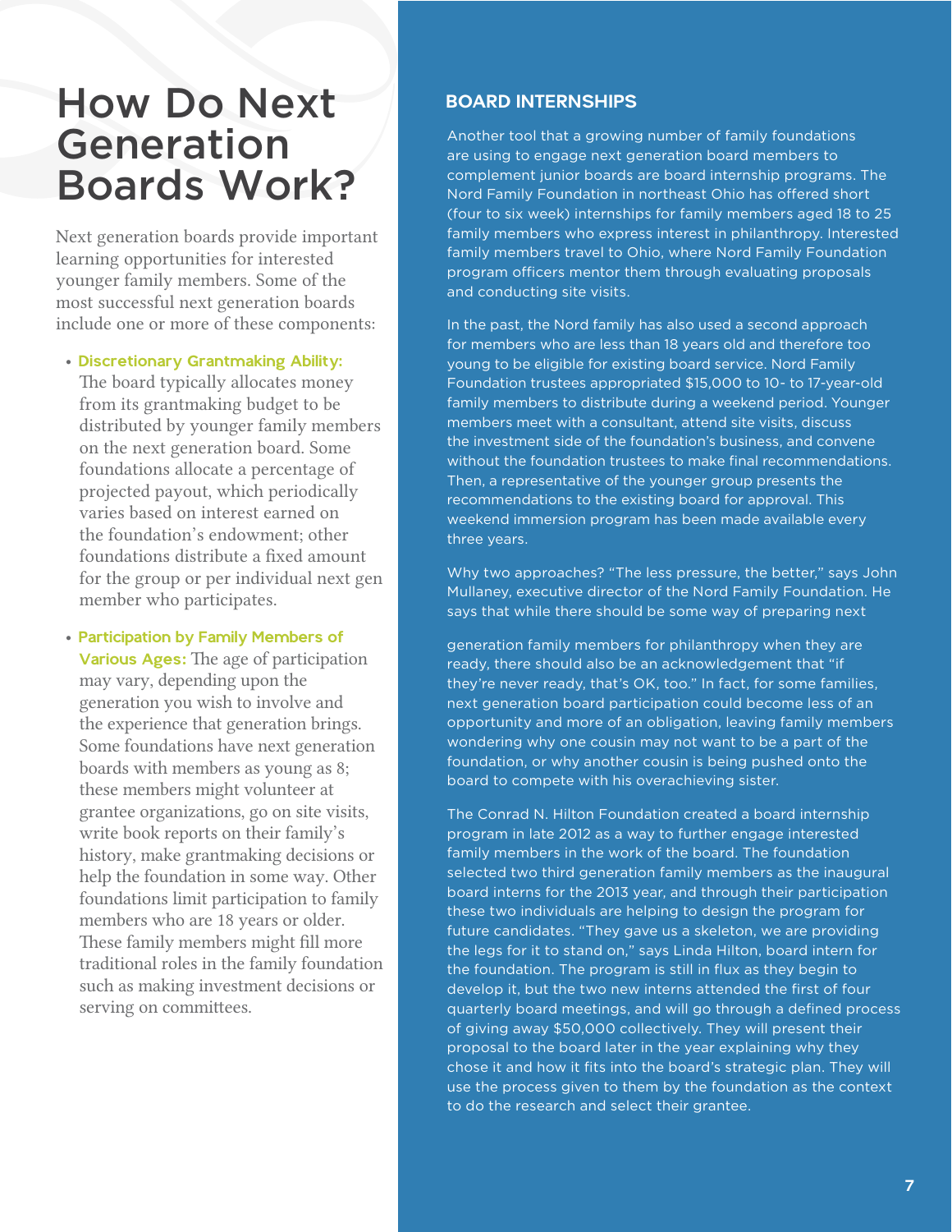# How Do Next Generation Boards Work?

Next generation boards provide important learning opportunities for interested younger family members. Some of the most successful next generation boards include one or more of these components:

- **Discretionary Grantmaking Ability:** The board typically allocates money from its grantmaking budget to be distributed by younger family members on the next generation board. Some foundations allocate a percentage of projected payout, which periodically varies based on interest earned on the foundation's endowment; other foundations distribute a fixed amount for the group or per individual next gen member who participates.
- **Participation by Family Members of Various Ages:** The age of participation may vary, depending upon the generation you wish to involve and the experience that generation brings. Some foundations have next generation boards with members as young as 8; these members might volunteer at grantee organizations, go on site visits, write book reports on their family's history, make grantmaking decisions or help the foundation in some way. Other foundations limit participation to family members who are 18 years or older. These family members might fill more traditional roles in the family foundation such as making investment decisions or serving on committees.

## BOARD INTERNSHIPS

Another tool that a growing number of family foundations are using to engage next generation board members to complement junior boards are board internship programs. The Nord Family Foundation in northeast Ohio has offered short (four to six week) internships for family members aged 18 to 25 family members who express interest in philanthropy. Interested family members travel to Ohio, where Nord Family Foundation program officers mentor them through evaluating proposals and conducting site visits.

In the past, the Nord family has also used a second approach for members who are less than 18 years old and therefore too young to be eligible for existing board service. Nord Family Foundation trustees appropriated $15,000 to 10- to 17-year-old family members to distribute during a weekend period. Younger members meet with a consultant, attend site visits, discuss the investment side of the foundation's business, and convene without the foundation trustees to make final recommendations. Then, a representative of the younger group presents the recommendations to the existing board for approval. This weekend immersion program has been made available every three years.

Why two approaches? "The less pressure, the better," says John Mullaney, executive director of the Nord Family Foundation. He says that while there should be some way of preparing next generation family members for philanthropy when they are ready, there should also be an acknowledgement that "if they're never ready, that's OK, too." In fact, for some families, next generation board participation could become less of an opportunity and more of an obligation, leaving family members wondering why one cousin may not want to be a part of the foundation, or why another cousin is being pushed onto the board to compete with his overachieving sister.

The Conrad N. Hilton Foundation created a board internship program in late 2012 as a way to further engage interested family members in the work of the board. The foundation selected two third generation family members as the inaugural board interns for the 2013 year, and through their participation these two individuals are helping to design the program for future candidates. "They gave us a skeleton, we are providing the legs for it to stand on," says Linda Hilton, board intern for the foundation. The program is still in flux as they begin to develop it, but the two new interns attended the first of four quarterly board meetings, and will go through a defined process of giving away $50,000 collectively. They will present their proposal to the board later in the year explaining why they chose it and how it fits into the board's strategic plan. They will use the process given to them by the foundation as the context to do the research and select their grantee.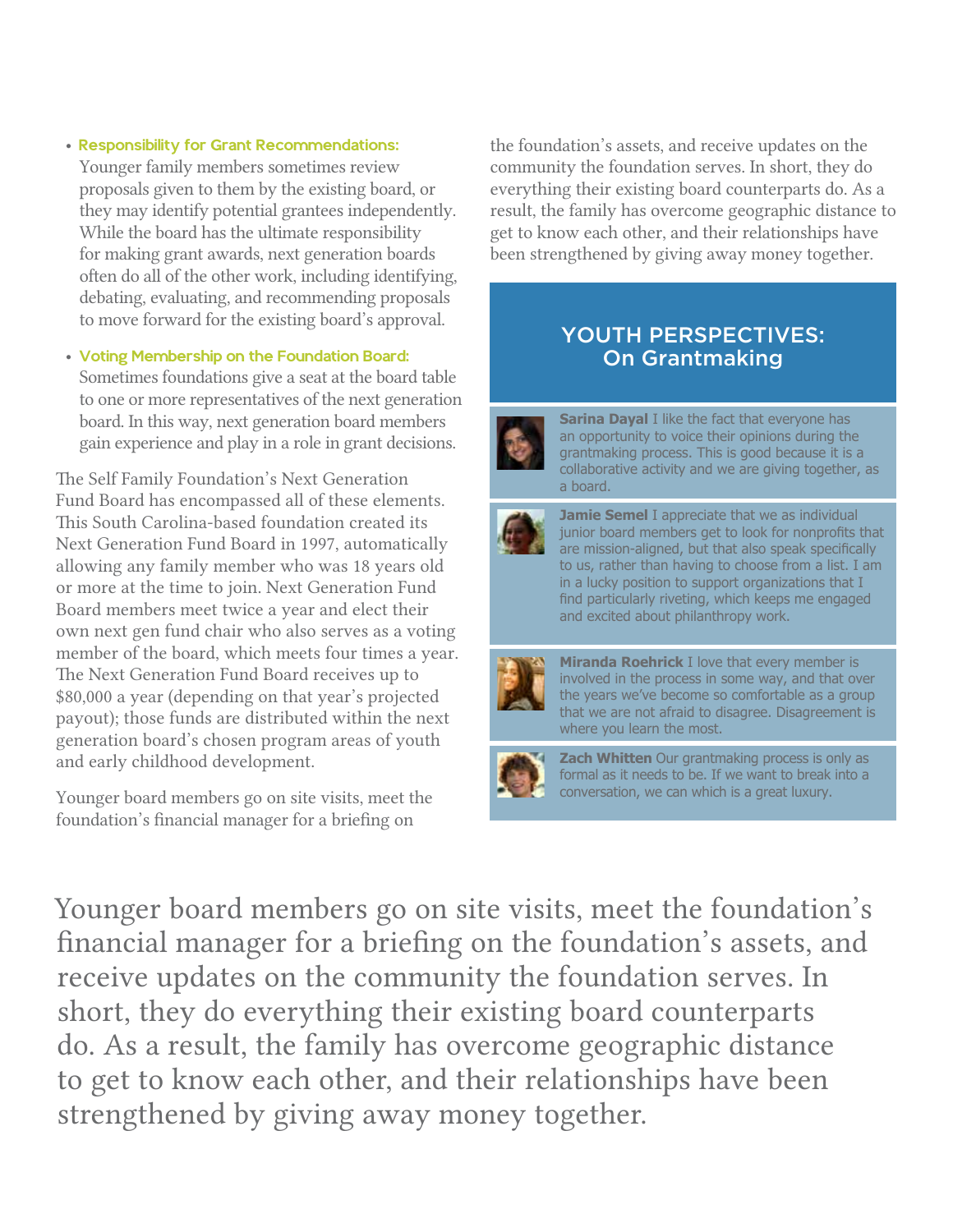- **Responsibility for Grant Recommendations:** Younger family members sometimes review proposals given to them by the existing board, or they may identify potential grantees independently. While the board has the ultimate responsibility for making grant awards, next generation boards often do all of the other work, including identifying, debating, evaluating, and recommending proposals to move forward for the existing board's approval.

- **Voting Membership on the Foundation Board:** Sometimes foundations give a seat at the board table to one or more representatives of the next generation board. In this way, next generation board members gain experience and play in a role in grant decisions.

The Self Family Foundation's Next Generation Fund Board has encompassed all of these elements. This South Carolina-based foundation created its Next Generation Fund Board in 1997, automatically allowing any family member who was 18 years old or more at the time to join. Next Generation Fund Board members meet twice a year and elect their own next gen fund chair who also serves as a voting member of the board, which meets four times a year. The Next Generation Fund Board receives up to $80,000 a year (depending on that year's projected payout); those funds are distributed within the next generation board's chosen program areas of youth and early childhood development.

Younger board members go on site visits, meet the foundation's financial manager for a briefing on the foundation's assets, and receive updates on the community the foundation serves. In short, they do everything their existing board counterparts do. As a result, the family has overcome geographic distance to get to know each other, and their relationships have been strengthened by giving away money together.

## YOUTH PERSPECTIVES: On Grantmaking

**Sarina Dayal** I like the fact that everyone has an opportunity to voice their opinions during the grantmaking process. This is good because it is a collaborative activity and we are giving together, as a board.

**Jamie Semel** I appreciate that we as individual junior board members get to look for nonprofits that are mission-aligned, but that also speak specifically to us, rather than having to choose from a list. I am in a lucky position to support organizations that I find particularly riveting, which keeps me engaged and excited about philanthropy work.

**Miranda Roehrick** I love that every member is involved in the process in some way, and that over the years we've become so comfortable as a group that we are not afraid to disagree. Disagreement is where you learn the most.

**Zach Whitten** Our grantmaking process is only as formal as it needs to be. If we want to break into a conversation, we can which is a great luxury.

> Younger board members go on site visits, meet the foundation's financial manager for a briefing on the foundation's assets, and receive updates on the community the foundation serves. In short, they do everything their existing board counterparts do. As a result, the family has overcome geographic distance to get to know each other, and their relationships have been strengthened by giving away money together.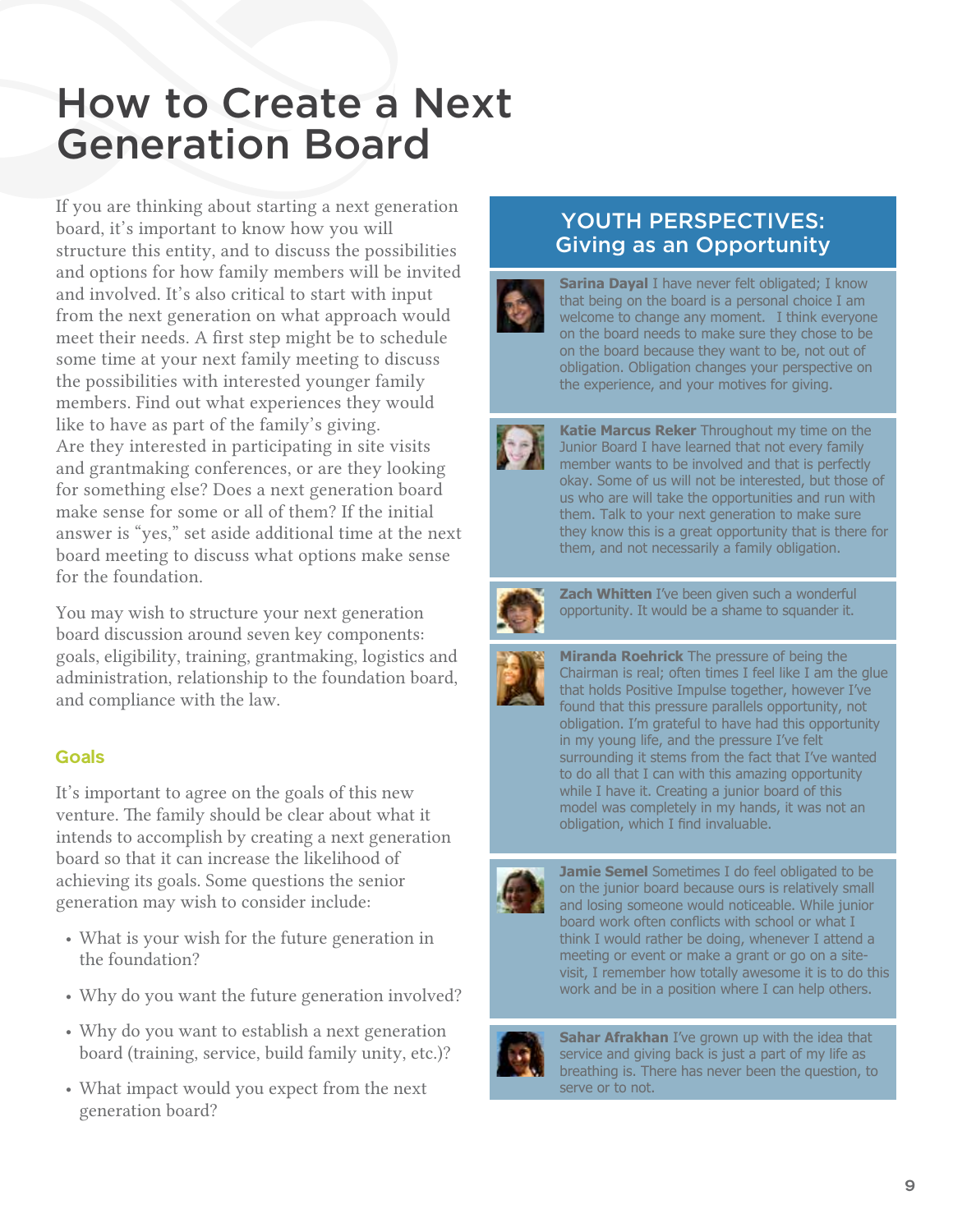# How to Create a Next Generation Board

If you are thinking about starting a next generation board, it's important to know how you will structure this entity, and to discuss the possibilities and options for how family members will be invited and involved. It's also critical to start with input from the next generation on what approach would meet their needs. A first step might be to schedule some time at your next family meeting to discuss the possibilities with interested younger family members. Find out what experiences they would like to have as part of the family's giving. Are they interested in participating in site visits and grantmaking conferences, or are they looking for something else? Does a next generation board make sense for some or all of them? If the initial answer is "yes," set aside additional time at the next board meeting to discuss what options make sense for the foundation.

You may wish to structure your next generation board discussion around seven key components: goals, eligibility, training, grantmaking, logistics and administration, relationship to the foundation board, and compliance with the law.

### Goals

It's important to agree on the goals of this new venture. The family should be clear about what it intends to accomplish by creating a next generation board so that it can increase the likelihood of achieving its goals. Some questions the senior generation may wish to consider include:

- What is your wish for the future generation in the foundation?
- Why do you want the future generation involved?
- Why do you want to establish a next generation board (training, service, build family unity, etc.)?
- What impact would you expect from the next generation board?

## YOUTH PERSPECTIVES: Giving as an Opportunity

**Sarina Dayal** I have never felt obligated; I know that being on the board is a personal choice I am welcome to change any moment. I think everyone on the board needs to make sure they chose to be on the board because they want to be, not out of obligation. Obligation changes your perspective on the experience, and your motives for giving.

**Katie Marcus Reker** Throughout my time on the Junior Board I have learned that not every family member wants to be involved and that is perfectly okay. Some of us will not be interested, but those of us who are will take the opportunities and run with them. Talk to your next generation to make sure they know this is a great opportunity that is there for them, and not necessarily a family obligation.

**Zach Whitten** I've been given such a wonderful opportunity. It would be a shame to squander it.

**Miranda Roehrick** The pressure of being the Chairman is real; often times I feel like I am the glue that holds Positive Impulse together, however I've found that this pressure parallels opportunity, not obligation. I'm grateful to have had this opportunity in my young life, and the pressure I've felt surrounding it stems from the fact that I've wanted to do all that I can with this amazing opportunity while I have it. Creating a junior board of this model was completely in my hands, it was not an obligation, which I find invaluable.

**Jamie Semel** Sometimes I do feel obligated to be on the junior board because ours is relatively small and losing someone would noticeable. While junior board work often conflicts with school or what I think I would rather be doing, whenever I attend a meeting or event or make a grant or go on a site-visit, I remember how totally awesome it is to do this work and be in a position where I can help others.

**Sahar Afrakhan** I've grown up with the idea that service and giving back is just a part of my life as breathing is. There has never been the question, to serve or to not.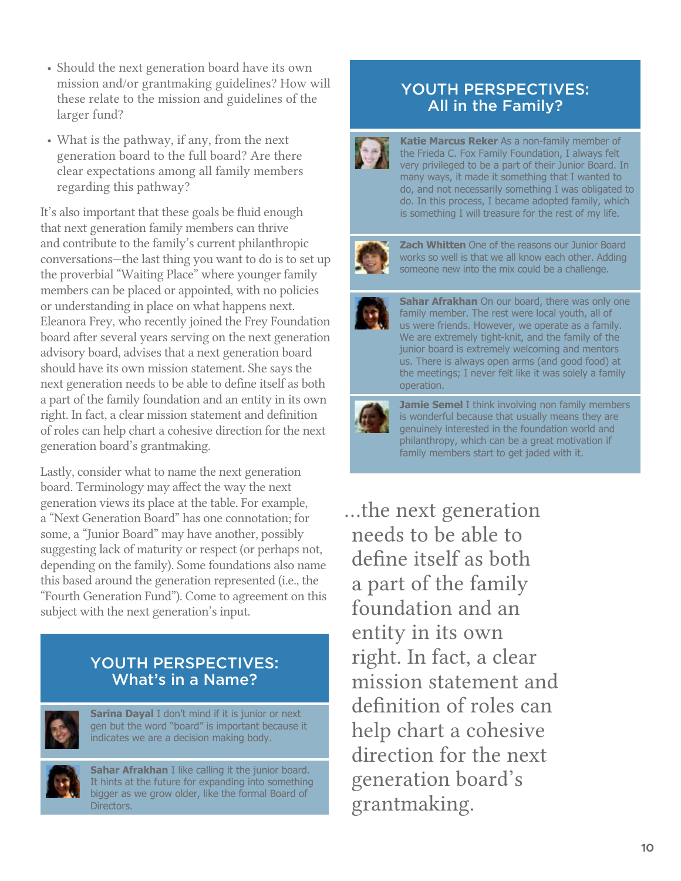- Should the next generation board have its own mission and/or grantmaking guidelines? How will these relate to the mission and guidelines of the larger fund?
- What is the pathway, if any, from the next generation board to the full board? Are there clear expectations among all family members regarding this pathway?

It's also important that these goals be fluid enough that next generation family members can thrive and contribute to the family's current philanthropic conversations—the last thing you want to do is to set up the proverbial "Waiting Place" where younger family members can be placed or appointed, with no policies or understanding in place on what happens next. Eleanora Frey, who recently joined the Frey Foundation board after several years serving on the next generation advisory board, advises that a next generation board should have its own mission statement. She says the next generation needs to be able to define itself as both a part of the family foundation and an entity in its own right. In fact, a clear mission statement and definition of roles can help chart a cohesive direction for the next generation board's grantmaking.

Lastly, consider what to name the next generation board. Terminology may affect the way the next generation views its place at the table. For example, a "Next Generation Board" has one connotation; for some, a "Junior Board" may have another, possibly suggesting lack of maturity or respect (or perhaps not, depending on the family). Some foundations also name this based around the generation represented (i.e., the "Fourth Generation Fund"). Come to agreement on this subject with the next generation's input.

## YOUTH PERSPECTIVES: What's in a Name?

**Sarina Dayal** I don't mind if it is junior or next gen but the word "board" is important because it indicates we are a decision making body.

**Sahar Afrakhan** I like calling it the junior board. It hints at the future for expanding into something bigger as we grow older, like the formal Board of Directors.

## YOUTH PERSPECTIVES: All in the Family?

**Katie Marcus Reker** As a non-family member of the Frieda C. Fox Family Foundation, I always felt very privileged to be a part of their Junior Board. In many ways, it made it something that I wanted to do, and not necessarily something I was obligated to do. In this process, I became adopted family, which is something I will treasure for the rest of my life.

**Zach Whitten** One of the reasons our Junior Board works so well is that we all know each other. Adding someone new into the mix could be a challenge.

**Sahar Afrakhan** On our board, there was only one family member. The rest were local youth, all of us were friends. However, we operate as a family. We are extremely tight-knit, and the family of the junior board is extremely welcoming and mentors us. There is always open arms (and good food) at the meetings; I never felt like it was solely a family operation.

**Jamie Semel** I think involving non family members is wonderful because that usually means they are genuinely interested in the foundation world and philanthropy, which can be a great motivation if family members start to get jaded with it.

> ...the next generation needs to be able to define itself as both a part of the family foundation and an entity in its own right. In fact, a clear mission statement and definition of roles can help chart a cohesive direction for the next generation board's grantmaking.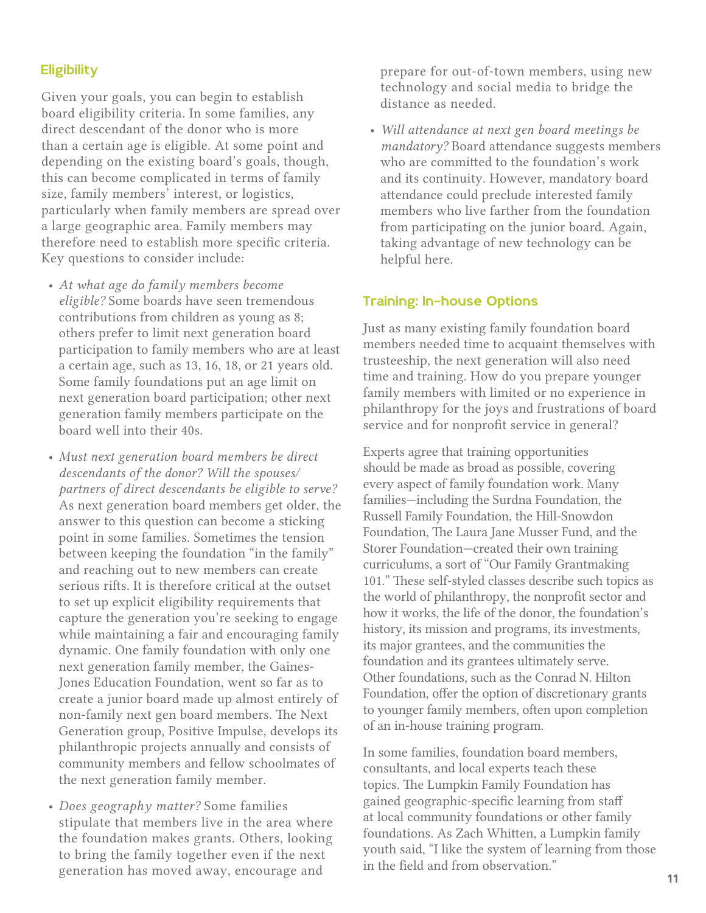## Eligibility

Given your goals, you can begin to establish board eligibility criteria. In some families, any direct descendant of the donor who is more than a certain age is eligible. At some point and depending on the existing board's goals, though, this can become complicated in terms of family size, family members' interest, or logistics, particularly when family members are spread over a large geographic area. Family members may therefore need to establish more specific criteria. Key questions to consider include:

- *At what age do family members become eligible?* Some boards have seen tremendous contributions from children as young as 8; others prefer to limit next generation board participation to family members who are at least a certain age, such as 13, 16, 18, or 21 years old. Some family foundations put an age limit on next generation board participation; other next generation family members participate on the board well into their 40s.
- *Must next generation board members be direct descendants of the donor? Will the spouses/partners of direct descendants be eligible to serve?* As next generation board members get older, the answer to this question can become a sticking point in some families. Sometimes the tension between keeping the foundation "in the family" and reaching out to new members can create serious rifts. It is therefore critical at the outset to set up explicit eligibility requirements that capture the generation you're seeking to engage while maintaining a fair and encouraging family dynamic. One family foundation with only one next generation family member, the Gaines-Jones Education Foundation, went so far as to create a junior board made up almost entirely of non-family next gen board members. The Next Generation group, Positive Impulse, develops its philanthropic projects annually and consists of community members and fellow schoolmates of the next generation family member.
- *Does geography matter?* Some families stipulate that members live in the area where the foundation makes grants. Others, looking to bring the family together even if the next generation has moved away, encourage and prepare for out-of-town members, using new technology and social media to bridge the distance as needed.
- *Will attendance at next gen board meetings be mandatory?* Board attendance suggests members who are committed to the foundation's work and its continuity. However, mandatory board attendance could preclude interested family members who live farther from the foundation from participating on the junior board. Again, taking advantage of new technology can be helpful here.

## Training: In-house Options

Just as many existing family foundation board members needed time to acquaint themselves with trusteeship, the next generation will also need time and training. How do you prepare younger family members with limited or no experience in philanthropy for the joys and frustrations of board service and for nonprofit service in general?

Experts agree that training opportunities should be made as broad as possible, covering every aspect of family foundation work. Many families—including the Surdna Foundation, the Russell Family Foundation, the Hill-Snowdon Foundation, The Laura Jane Musser Fund, and the Storer Foundation—created their own training curriculums, a sort of "Our Family Grantmaking 101." These self-styled classes describe such topics as the world of philanthropy, the nonprofit sector and how it works, the life of the donor, the foundation's history, its mission and programs, its investments, its major grantees, and the communities the foundation and its grantees ultimately serve. Other foundations, such as the Conrad N. Hilton Foundation, offer the option of discretionary grants to younger family members, often upon completion of an in-house training program.

In some families, foundation board members, consultants, and local experts teach these topics. The Lumpkin Family Foundation has gained geographic-specific learning from staff at local community foundations or other family foundations. As Zach Whitten, a Lumpkin family youth said, "I like the system of learning from those in the field and from observation."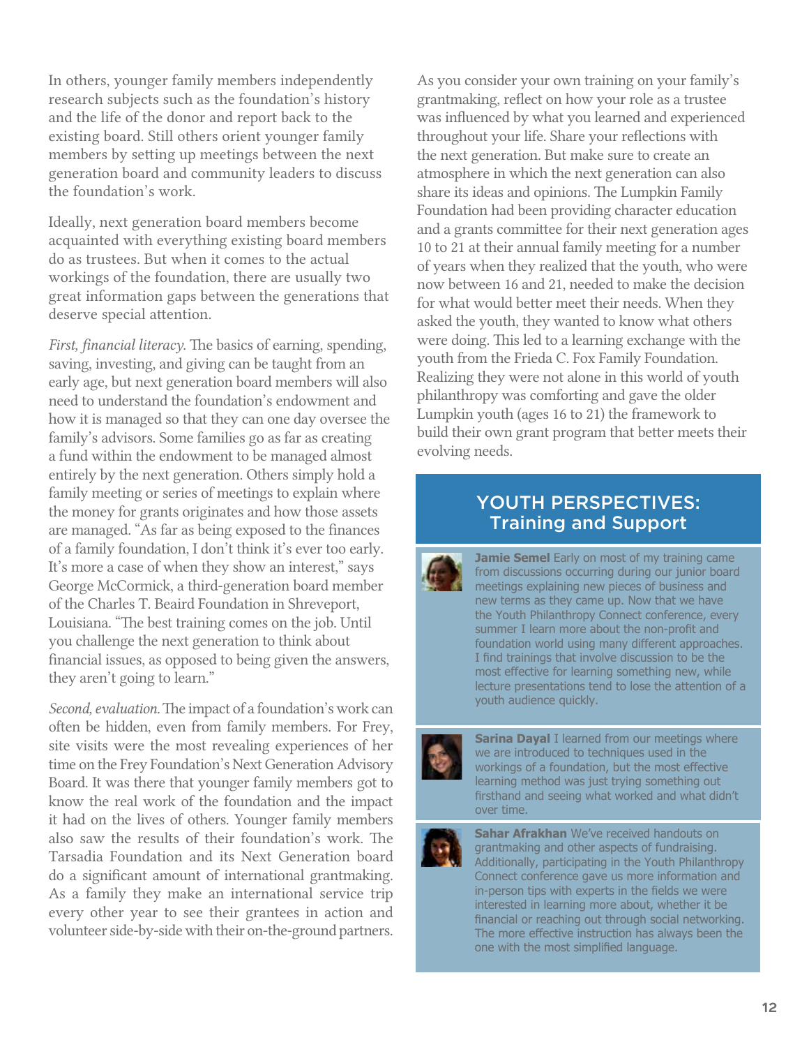In others, younger family members independently research subjects such as the foundation's history and the life of the donor and report back to the existing board. Still others orient younger family members by setting up meetings between the next generation board and community leaders to discuss the foundation's work.

Ideally, next generation board members become acquainted with everything existing board members do as trustees. But when it comes to the actual workings of the foundation, there are usually two great information gaps between the generations that deserve special attention.

*First, financial literacy.* The basics of earning, spending, saving, investing, and giving can be taught from an early age, but next generation board members will also need to understand the foundation's endowment and how it is managed so that they can one day oversee the family's advisors. Some families go as far as creating a fund within the endowment to be managed almost entirely by the next generation. Others simply hold a family meeting or series of meetings to explain where the money for grants originates and how those assets are managed. "As far as being exposed to the finances of a family foundation, I don't think it's ever too early. It's more a case of when they show an interest," says George McCormick, a third-generation board member of the Charles T. Beaird Foundation in Shreveport, Louisiana. "The best training comes on the job. Until you challenge the next generation to think about financial issues, as opposed to being given the answers, they aren't going to learn."

*Second, evaluation.* The impact of a foundation's work can often be hidden, even from family members. For Frey, site visits were the most revealing experiences of her time on the Frey Foundation's Next Generation Advisory Board. It was there that younger family members got to know the real work of the foundation and the impact it had on the lives of others. Younger family members also saw the results of their foundation's work. The Tarsadia Foundation and its Next Generation board do a significant amount of international grantmaking. As a family they make an international service trip every other year to see their grantees in action and volunteer side-by-side with their on-the-ground partners.

As you consider your own training on your family's grantmaking, reflect on how your role as a trustee was influenced by what you learned and experienced throughout your life. Share your reflections with the next generation. But make sure to create an atmosphere in which the next generation can also share its ideas and opinions. The Lumpkin Family Foundation had been providing character education and a grants committee for their next generation ages 10 to 21 at their annual family meeting for a number of years when they realized that the youth, who were now between 16 and 21, needed to make the decision for what would better meet their needs. When they asked the youth, they wanted to know what others were doing. This led to a learning exchange with the youth from the Frieda C. Fox Family Foundation. Realizing they were not alone in this world of youth philanthropy was comforting and gave the older Lumpkin youth (ages 16 to 21) the framework to build their own grant program that better meets their evolving needs.

## YOUTH PERSPECTIVES: Training and Support

**Jamie Semel** Early on most of my training came from discussions occurring during our junior board meetings explaining new pieces of business and new terms as they came up. Now that we have the Youth Philanthropy Connect conference, every summer I learn more about the non-profit and foundation world using many different approaches. I find trainings that involve discussion to be the most effective for learning something new, while lecture presentations tend to lose the attention of a youth audience quickly.

**Sarina Dayal** I learned from our meetings where we are introduced to techniques used in the workings of a foundation, but the most effective learning method was just trying something out firsthand and seeing what worked and what didn't over time.

**Sahar Afrakhan** We've received handouts on grantmaking and other aspects of fundraising. Additionally, participating in the Youth Philanthropy Connect conference gave us more information and in-person tips with experts in the fields we were interested in learning more about, whether it be financial or reaching out through social networking. The more effective instruction has always been the one with the most simplified language.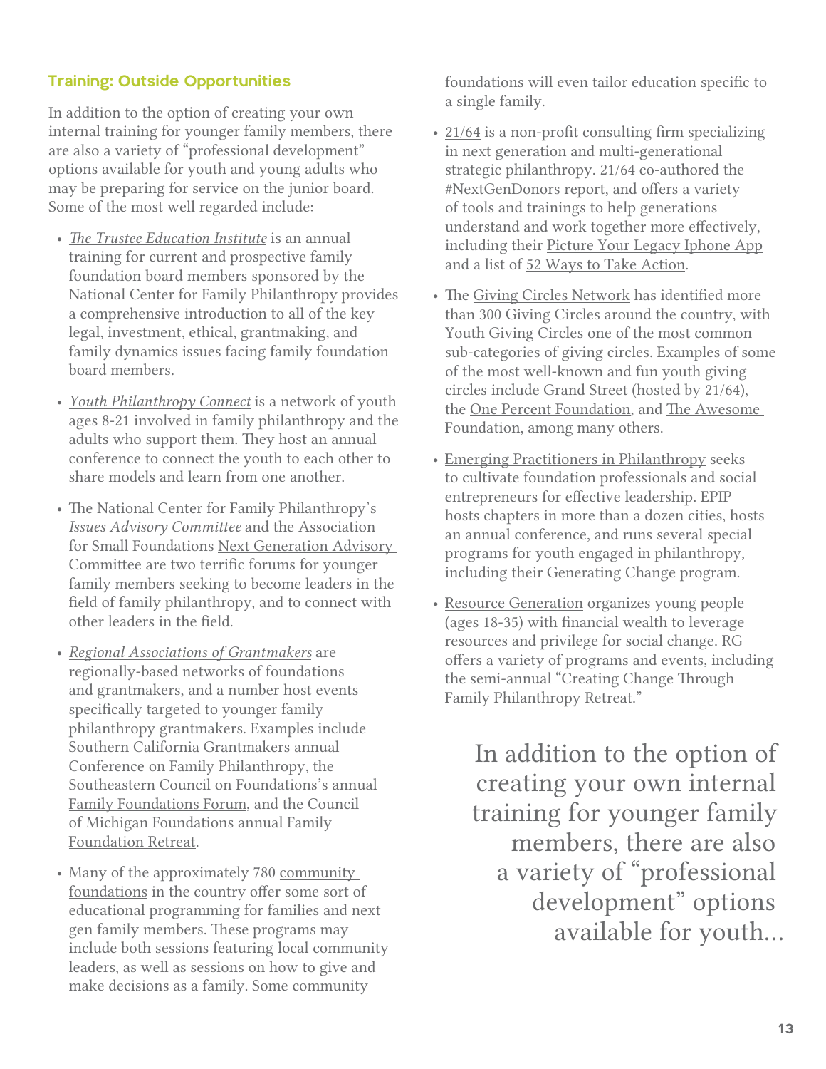### Training: Outside Opportunities

In addition to the option of creating your own internal training for younger family members, there are also a variety of "professional development" options available for youth and young adults who may be preparing for service on the junior board. Some of the most well regarded include:

- *The Trustee Education Institute* is an annual training for current and prospective family foundation board members sponsored by the National Center for Family Philanthropy provides a comprehensive introduction to all of the key legal, investment, ethical, grantmaking, and family dynamics issues facing family foundation board members.
- *Youth Philanthropy Connect* is a network of youth ages 8-21 involved in family philanthropy and the adults who support them. They host an annual conference to connect the youth to each other to share models and learn from one another.
- The National Center for Family Philanthropy's *Issues Advisory Committee* and the Association for Small Foundations Next Generation Advisory Committee are two terrific forums for younger family members seeking to become leaders in the field of family philanthropy, and to connect with other leaders in the field.
- *Regional Associations of Grantmakers* are regionally-based networks of foundations and grantmakers, and a number host events specifically targeted to younger family philanthropy grantmakers. Examples include Southern California Grantmakers annual Conference on Family Philanthropy, the Southeastern Council on Foundations's annual Family Foundations Forum, and the Council of Michigan Foundations annual Family Foundation Retreat.
- Many of the approximately 780 community foundations in the country offer some sort of educational programming for families and next gen family members. These programs may include both sessions featuring local community leaders, as well as sessions on how to give and make decisions as a family. Some community foundations will even tailor education specific to a single family.
- 21/64 is a non-profit consulting firm specializing in next generation and multi-generational strategic philanthropy. 21/64 co-authored the #NextGenDonors report, and offers a variety of tools and trainings to help generations understand and work together more effectively, including their Picture Your Legacy Iphone App and a list of 52 Ways to Take Action.
- The Giving Circles Network has identified more than 300 Giving Circles around the country, with Youth Giving Circles one of the most common sub-categories of giving circles. Examples of some of the most well-known and fun youth giving circles include Grand Street (hosted by 21/64), the One Percent Foundation, and The Awesome Foundation, among many others.
- Emerging Practitioners in Philanthropy seeks to cultivate foundation professionals and social entrepreneurs for effective leadership. EPIP hosts chapters in more than a dozen cities, hosts an annual conference, and runs several special programs for youth engaged in philanthropy, including their Generating Change program.
- Resource Generation organizes young people (ages 18-35) with financial wealth to leverage resources and privilege for social change. RG offers a variety of programs and events, including the semi-annual "Creating Change Through Family Philanthropy Retreat."

> In addition to the option of creating your own internal training for younger family members, there are also a variety of "professional development" options available for youth...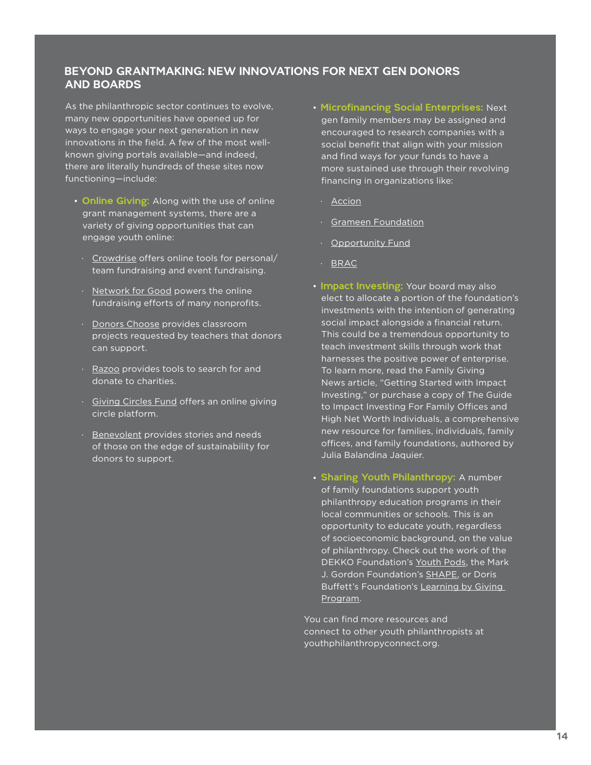## BEYOND GRANTMAKING: NEW INNOVATIONS FOR NEXT GEN DONORS AND BOARDS

As the philanthropic sector continues to evolve, many new opportunities have opened up for ways to engage your next generation in new innovations in the field. A few of the most well-known giving portals available—and indeed, there are literally hundreds of these sites now functioning—include:

- **Online Giving:** Along with the use of online grant management systems, there are a variety of giving opportunities that can engage youth online:
  - Crowdrise offers online tools for personal/team fundraising and event fundraising.
  - Network for Good powers the online fundraising efforts of many nonprofits.
  - Donors Choose provides classroom projects requested by teachers that donors can support.
  - Razoo provides tools to search for and donate to charities.
  - Giving Circles Fund offers an online giving circle platform.
  - Benevolent provides stories and needs of those on the edge of sustainability for donors to support.
- **Microfinancing Social Enterprises:** Next gen family members may be assigned and encouraged to research companies with a social benefit that align with your mission and find ways for your funds to have a more sustained use through their revolving financing in organizations like:
  - Accion
  - Grameen Foundation
  - Opportunity Fund
  - BRAC
- **Impact Investing:** Your board may also elect to allocate a portion of the foundation's investments with the intention of generating social impact alongside a financial return. This could be a tremendous opportunity to teach investment skills through work that harnesses the positive power of enterprise. To learn more, read the Family Giving News article, "Getting Started with Impact Investing," or purchase a copy of The Guide to Impact Investing For Family Offices and High Net Worth Individuals, a comprehensive new resource for families, individuals, family offices, and family foundations, authored by Julia Balandina Jaquier.
- **Sharing Youth Philanthropy:** A number of family foundations support youth philanthropy education programs in their local communities or schools. This is an opportunity to educate youth, regardless of socioeconomic background, on the value of philanthropy. Check out the work of the DEKKO Foundation's Youth Pods, the Mark J. Gordon Foundation's SHAPE, or Doris Buffett's Foundation's Learning by Giving Program.

You can find more resources and connect to other youth philanthropists at youthphilanthropyconnect.org.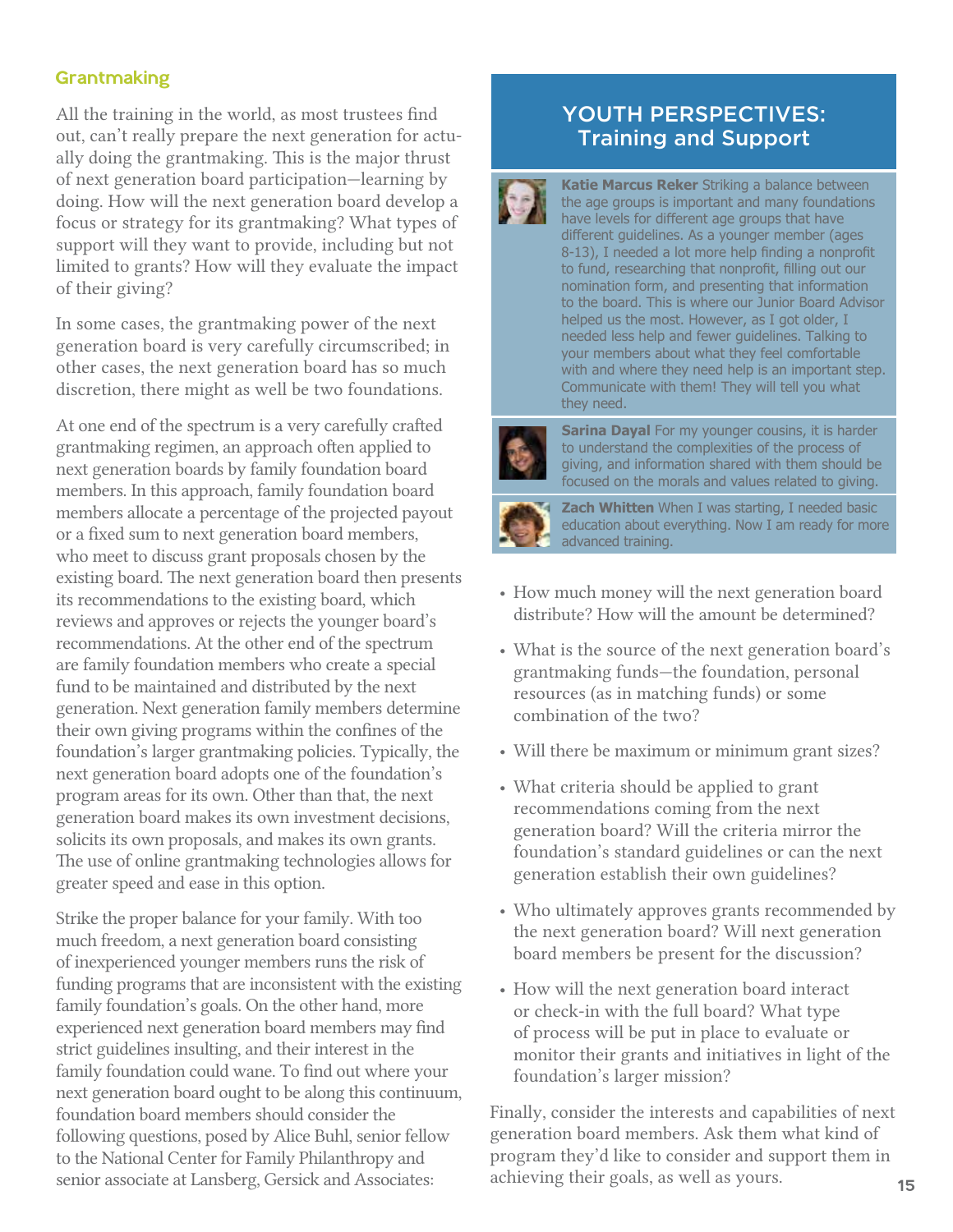## Grantmaking

All the training in the world, as most trustees find out, can't really prepare the next generation for actually doing the grantmaking. This is the major thrust of next generation board participation—learning by doing. How will the next generation board develop a focus or strategy for its grantmaking? What types of support will they want to provide, including but not limited to grants? How will they evaluate the impact of their giving?

In some cases, the grantmaking power of the next generation board is very carefully circumscribed; in other cases, the next generation board has so much discretion, there might as well be two foundations.

At one end of the spectrum is a very carefully crafted grantmaking regimen, an approach often applied to next generation boards by family foundation board members. In this approach, family foundation board members allocate a percentage of the projected payout or a fixed sum to next generation board members, who meet to discuss grant proposals chosen by the existing board. The next generation board then presents its recommendations to the existing board, which reviews and approves or rejects the younger board's recommendations. At the other end of the spectrum are family foundation members who create a special fund to be maintained and distributed by the next generation. Next generation family members determine their own giving programs within the confines of the foundation's larger grantmaking policies. Typically, the next generation board adopts one of the foundation's program areas for its own. Other than that, the next generation board makes its own investment decisions, solicits its own proposals, and makes its own grants. The use of online grantmaking technologies allows for greater speed and ease in this option.

Strike the proper balance for your family. With too much freedom, a next generation board consisting of inexperienced younger members runs the risk of funding programs that are inconsistent with the existing family foundation's goals. On the other hand, more experienced next generation board members may find strict guidelines insulting, and their interest in the family foundation could wane. To find out where your next generation board ought to be along this continuum, foundation board members should consider the following questions, posed by Alice Buhl, senior fellow to the National Center for Family Philanthropy and senior associate at Lansberg, Gersick and Associates:

- How much money will the next generation board distribute? How will the amount be determined?
- What is the source of the next generation board's grantmaking funds—the foundation, personal resources (as in matching funds) or some combination of the two?
- Will there be maximum or minimum grant sizes?
- What criteria should be applied to grant recommendations coming from the next generation board? Will the criteria mirror the foundation's standard guidelines or can the next generation establish their own guidelines?
- Who ultimately approves grants recommended by the next generation board? Will next generation board members be present for the discussion?
- How will the next generation board interact or check-in with the full board? What type of process will be put in place to evaluate or monitor their grants and initiatives in light of the foundation's larger mission?

Finally, consider the interests and capabilities of next generation board members. Ask them what kind of program they'd like to consider and support them in achieving their goals, as well as yours.

## YOUTH PERSPECTIVES: Training and Support

**Katie Marcus Reker** Striking a balance between the age groups is important and many foundations have levels for different age groups that have different guidelines. As a younger member (ages 8-13), I needed a lot more help finding a nonprofit to fund, researching that nonprofit, filling out our nomination form, and presenting that information to the board. This is where our Junior Board Advisor helped us the most. However, as I got older, I needed less help and fewer guidelines. Talking to your members about what they feel comfortable with and where they need help is an important step. Communicate with them! They will tell you what they need.

**Sarina Dayal** For my younger cousins, it is harder to understand the complexities of the process of giving, and information shared with them should be focused on the morals and values related to giving.

**Zach Whitten** When I was starting, I needed basic education about everything. Now I am ready for more advanced training.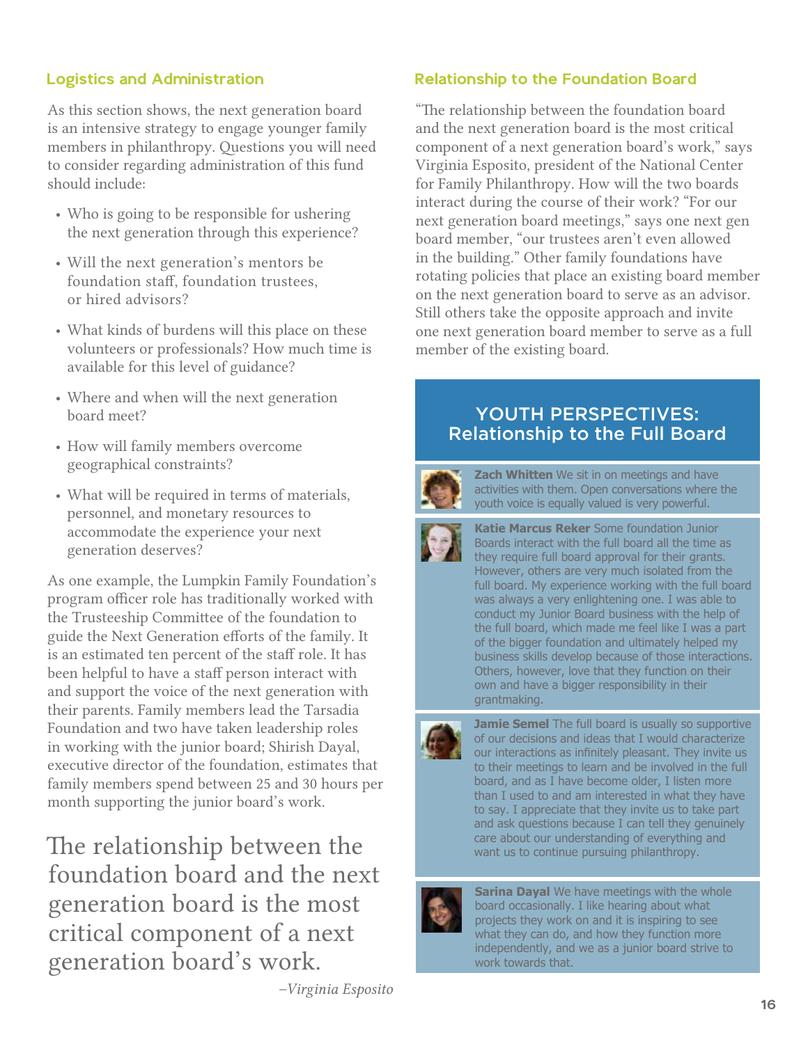## Logistics and Administration

As this section shows, the next generation board is an intensive strategy to engage younger family members in philanthropy. Questions you will need to consider regarding administration of this fund should include:

- Who is going to be responsible for ushering the next generation through this experience?
- Will the next generation's mentors be foundation staff, foundation trustees, or hired advisors?
- What kinds of burdens will this place on these volunteers or professionals? How much time is available for this level of guidance?
- Where and when will the next generation board meet?
- How will family members overcome geographical constraints?
- What will be required in terms of materials, personnel, and monetary resources to accommodate the experience your next generation deserves?

As one example, the Lumpkin Family Foundation's program officer role has traditionally worked with the Trusteeship Committee of the foundation to guide the Next Generation efforts of the family. It is an estimated ten percent of the staff role. It has been helpful to have a staff person interact with and support the voice of the next generation with their parents. Family members lead the Tarsadia Foundation and two have taken leadership roles in working with the junior board; Shirish Dayal, executive director of the foundation, estimates that family members spend between 25 and 30 hours per month supporting the junior board's work.

> The relationship between the foundation board and the next generation board is the most critical component of a next generation board's work.
>
> *–Virginia Esposito*

## Relationship to the Foundation Board

"The relationship between the foundation board and the next generation board is the most critical component of a next generation board's work," says Virginia Esposito, president of the National Center for Family Philanthropy. How will the two boards interact during the course of their work? "For our next generation board meetings," says one next gen board member, "our trustees aren't even allowed in the building." Other family foundations have rotating policies that place an existing board member on the next generation board to serve as an advisor. Still others take the opposite approach and invite one next generation board member to serve as a full member of the existing board.

### YOUTH PERSPECTIVES: Relationship to the Full Board

**Zach Whitten** We sit in on meetings and have activities with them. Open conversations where the youth voice is equally valued is very powerful.

**Katie Marcus Reker** Some foundation Junior Boards interact with the full board all the time as they require full board approval for their grants. However, others are very much isolated from the full board. My experience working with the full board was always a very enlightening one. I was able to conduct my Junior Board business with the help of the full board, which made me feel like I was a part of the bigger foundation and ultimately helped my business skills develop because of those interactions. Others, however, love that they function on their own and have a bigger responsibility in their grantmaking.

**Jamie Semel** The full board is usually so supportive of our decisions and ideas that I would characterize our interactions as infinitely pleasant. They invite us to their meetings to learn and be involved in the full board, and as I have become older, I listen more than I used to and am interested in what they have to say. I appreciate that they invite us to take part and ask questions because I can tell they genuinely care about our understanding of everything and want us to continue pursuing philanthropy.

**Sarina Dayal** We have meetings with the whole board occasionally. I like hearing about what projects they work on and it is inspiring to see what they can do, and how they function more independently, and we as a junior board strive to work towards that.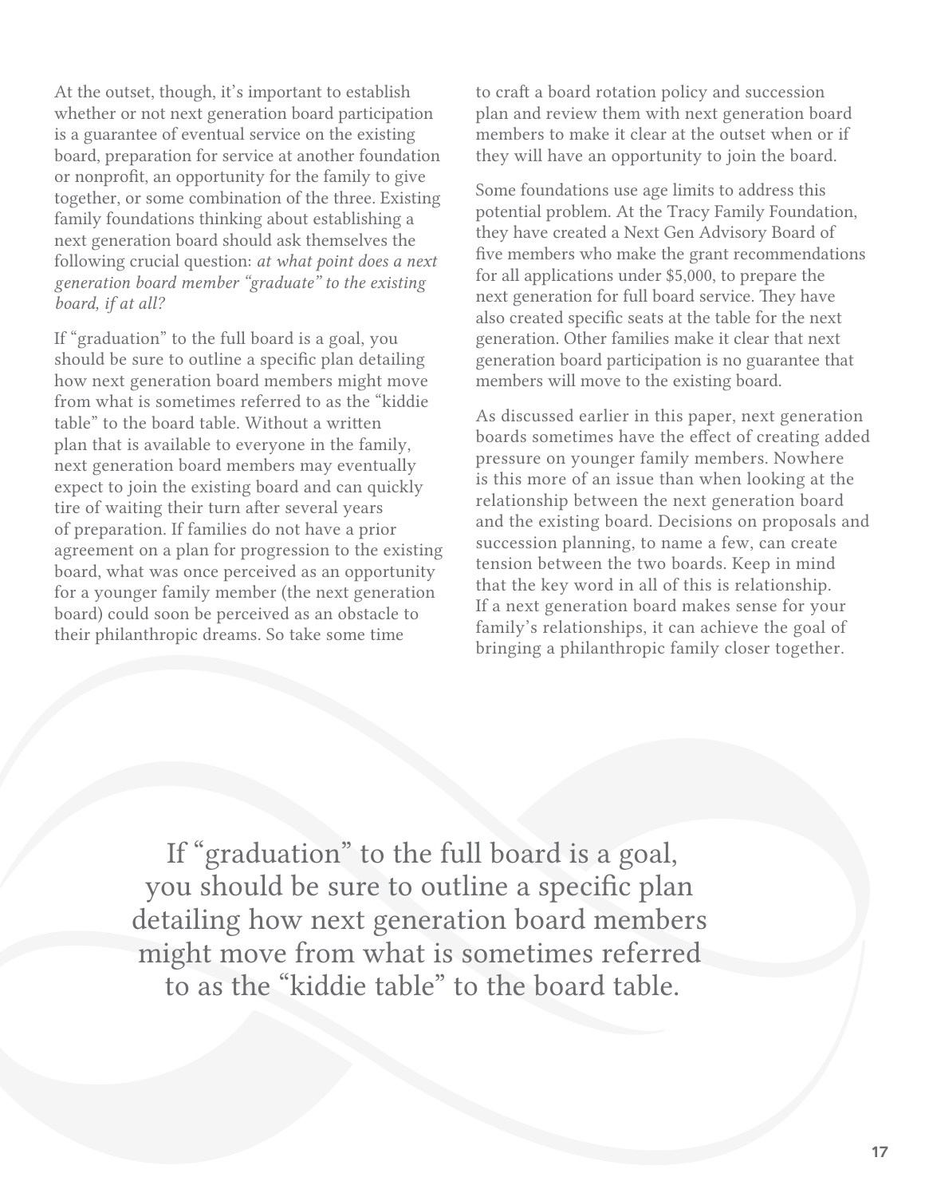At the outset, though, it's important to establish whether or not next generation board participation is a guarantee of eventual service on the existing board, preparation for service at another foundation or nonprofit, an opportunity for the family to give together, or some combination of the three. Existing family foundations thinking about establishing a next generation board should ask themselves the following crucial question: *at what point does a next generation board member "graduate" to the existing board, if at all?*

If "graduation" to the full board is a goal, you should be sure to outline a specific plan detailing how next generation board members might move from what is sometimes referred to as the "kiddie table" to the board table. Without a written plan that is available to everyone in the family, next generation board members may eventually expect to join the existing board and can quickly tire of waiting their turn after several years of preparation. If families do not have a prior agreement on a plan for progression to the existing board, what was once perceived as an opportunity for a younger family member (the next generation board) could soon be perceived as an obstacle to their philanthropic dreams. So take some time to craft a board rotation policy and succession plan and review them with next generation board members to make it clear at the outset when or if they will have an opportunity to join the board.

Some foundations use age limits to address this potential problem. At the Tracy Family Foundation, they have created a Next Gen Advisory Board of five members who make the grant recommendations for all applications under $5,000, to prepare the next generation for full board service. They have also created specific seats at the table for the next generation. Other families make it clear that next generation board participation is no guarantee that members will move to the existing board.

As discussed earlier in this paper, next generation boards sometimes have the effect of creating added pressure on younger family members. Nowhere is this more of an issue than when looking at the relationship between the next generation board and the existing board. Decisions on proposals and succession planning, to name a few, can create tension between the two boards. Keep in mind that the key word in all of this is relationship. If a next generation board makes sense for your family's relationships, it can achieve the goal of bringing a philanthropic family closer together.

> If "graduation" to the full board is a goal, you should be sure to outline a specific plan detailing how next generation board members might move from what is sometimes referred to as the "kiddie table" to the board table.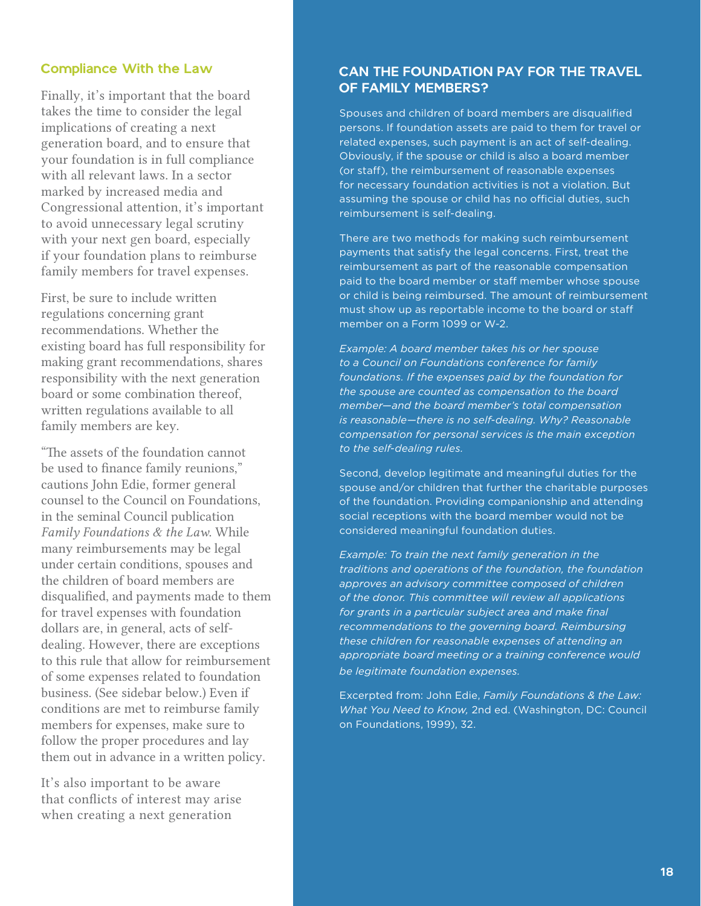## Compliance With the Law

Finally, it's important that the board takes the time to consider the legal implications of creating a next generation board, and to ensure that your foundation is in full compliance with all relevant laws. In a sector marked by increased media and Congressional attention, it's important to avoid unnecessary legal scrutiny with your next gen board, especially if your foundation plans to reimburse family members for travel expenses.

First, be sure to include written regulations concerning grant recommendations. Whether the existing board has full responsibility for making grant recommendations, shares responsibility with the next generation board or some combination thereof, written regulations available to all family members are key.

"The assets of the foundation cannot be used to finance family reunions," cautions John Edie, former general counsel to the Council on Foundations, in the seminal Council publication *Family Foundations & the Law*. While many reimbursements may be legal under certain conditions, spouses and the children of board members are disqualified, and payments made to them for travel expenses with foundation dollars are, in general, acts of self-dealing. However, there are exceptions to this rule that allow for reimbursement of some expenses related to foundation business. (See sidebar below.) Even if conditions are met to reimburse family members for expenses, make sure to follow the proper procedures and lay them out in advance in a written policy.

It's also important to be aware that conflicts of interest may arise when creating a next generation

### CAN THE FOUNDATION PAY FOR THE TRAVEL OF FAMILY MEMBERS?

Spouses and children of board members are disqualified persons. If foundation assets are paid to them for travel or related expenses, such payment is an act of self-dealing. Obviously, if the spouse or child is also a board member (or staff), the reimbursement of reasonable expenses for necessary foundation activities is not a violation. But assuming the spouse or child has no official duties, such reimbursement is self-dealing.

There are two methods for making such reimbursement payments that satisfy the legal concerns. First, treat the reimbursement as part of the reasonable compensation paid to the board member or staff member whose spouse or child is being reimbursed. The amount of reimbursement must show up as reportable income to the board or staff member on a Form 1099 or W-2.

*Example: A board member takes his or her spouse to a Council on Foundations conference for family foundations. If the expenses paid by the foundation for the spouse are counted as compensation to the board member—and the board member's total compensation is reasonable—there is no self-dealing. Why? Reasonable compensation for personal services is the main exception to the self-dealing rules.*

Second, develop legitimate and meaningful duties for the spouse and/or children that further the charitable purposes of the foundation. Providing companionship and attending social receptions with the board member would not be considered meaningful foundation duties.

*Example: To train the next family generation in the traditions and operations of the foundation, the foundation approves an advisory committee composed of children of the donor. This committee will review all applications for grants in a particular subject area and make final recommendations to the governing board. Reimbursing these children for reasonable expenses of attending an appropriate board meeting or a training conference would be legitimate foundation expenses.*

Excerpted from: John Edie, *Family Foundations & the Law: What You Need to Know,* 2nd ed. (Washington, DC: Council on Foundations, 1999), 32.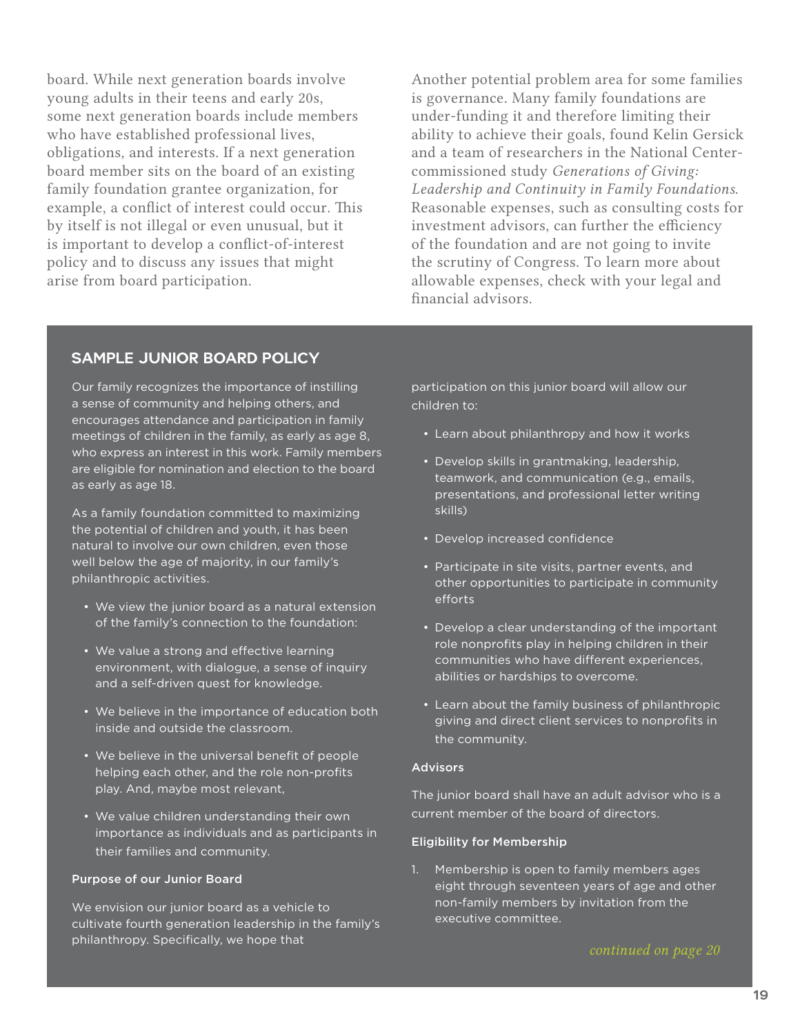board. While next generation boards involve young adults in their teens and early 20s, some next generation boards include members who have established professional lives, obligations, and interests. If a next generation board member sits on the board of an existing family foundation grantee organization, for example, a conflict of interest could occur. This by itself is not illegal or even unusual, but it is important to develop a conflict-of-interest policy and to discuss any issues that might arise from board participation.

Another potential problem area for some families is governance. Many family foundations are under-funding it and therefore limiting their ability to achieve their goals, found Kelin Gersick and a team of researchers in the National Center-commissioned study *Generations of Giving: Leadership and Continuity in Family Foundations*. Reasonable expenses, such as consulting costs for investment advisors, can further the efficiency of the foundation and are not going to invite the scrutiny of Congress. To learn more about allowable expenses, check with your legal and financial advisors.

## SAMPLE JUNIOR BOARD POLICY

Our family recognizes the importance of instilling a sense of community and helping others, and encourages attendance and participation in family meetings of children in the family, as early as age 8, who express an interest in this work. Family members are eligible for nomination and election to the board as early as age 18.

As a family foundation committed to maximizing the potential of children and youth, it has been natural to involve our own children, even those well below the age of majority, in our family's philanthropic activities.

- We view the junior board as a natural extension of the family's connection to the foundation:
- We value a strong and effective learning environment, with dialogue, a sense of inquiry and a self-driven quest for knowledge.
- We believe in the importance of education both inside and outside the classroom.
- We believe in the universal benefit of people helping each other, and the role non-profits play. And, maybe most relevant,
- We value children understanding their own importance as individuals and as participants in their families and community.

### Purpose of our Junior Board

We envision our junior board as a vehicle to cultivate fourth generation leadership in the family's philanthropy. Specifically, we hope that participation on this junior board will allow our children to:

- Learn about philanthropy and how it works
- Develop skills in grantmaking, leadership, teamwork, and communication (e.g., emails, presentations, and professional letter writing skills)
- Develop increased confidence
- Participate in site visits, partner events, and other opportunities to participate in community efforts
- Develop a clear understanding of the important role nonprofits play in helping children in their communities who have different experiences, abilities or hardships to overcome.
- Learn about the family business of philanthropic giving and direct client services to nonprofits in the community.

### Advisors

The junior board shall have an adult advisor who is a current member of the board of directors.

### Eligibility for Membership

1. Membership is open to family members ages eight through seventeen years of age and other non-family members by invitation from the executive committee.

*continued on page 20*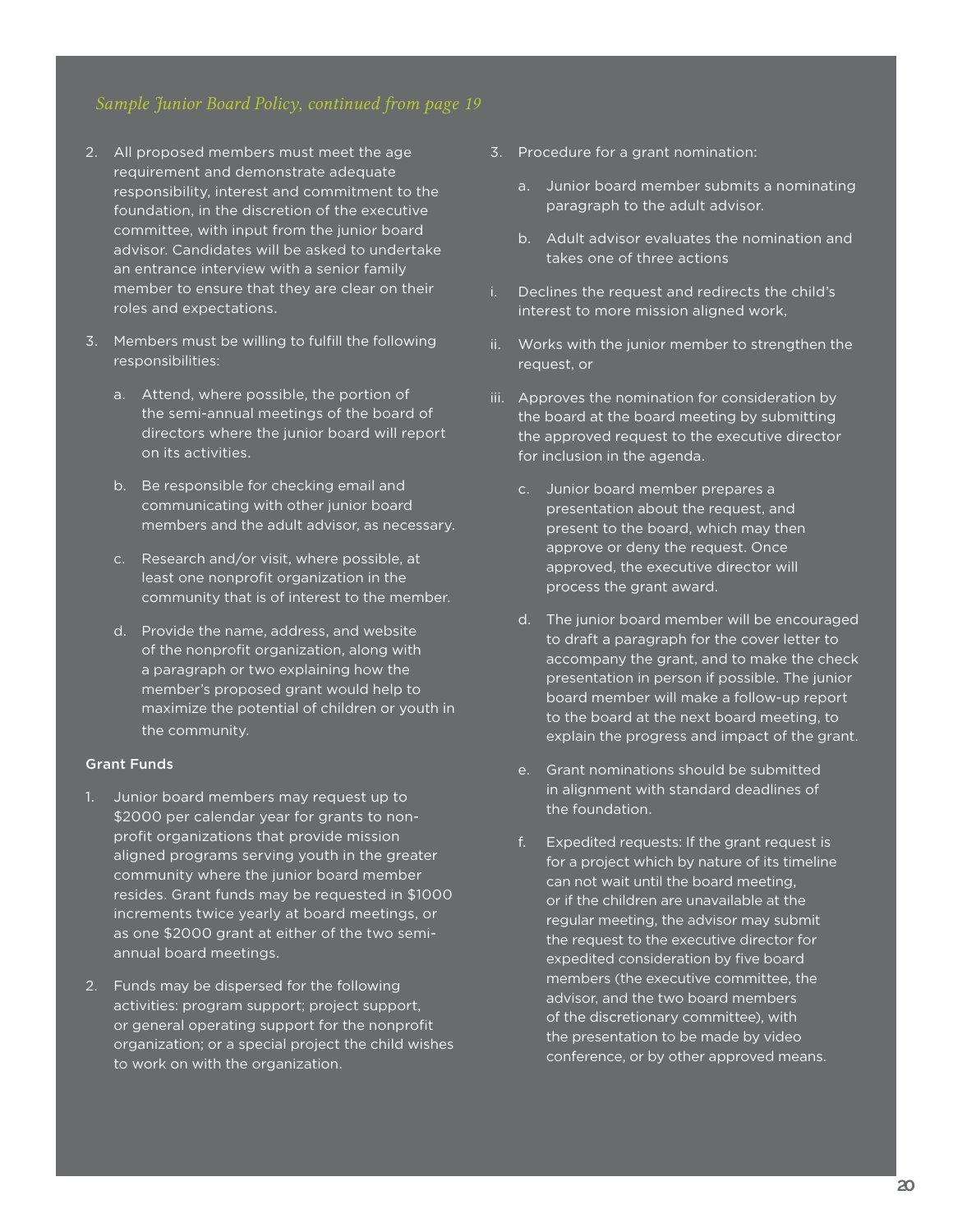*Sample Junior Board Policy, continued from page 19*

2. All proposed members must meet the age requirement and demonstrate adequate responsibility, interest and commitment to the foundation, in the discretion of the executive committee, with input from the junior board advisor. Candidates will be asked to undertake an entrance interview with a senior family member to ensure that they are clear on their roles and expectations.

3. Members must be willing to fulfill the following responsibilities:

   a. Attend, where possible, the portion of the semi-annual meetings of the board of directors where the junior board will report on its activities.

   b. Be responsible for checking email and communicating with other junior board members and the adult advisor, as necessary.

   c. Research and/or visit, where possible, at least one nonprofit organization in the community that is of interest to the member.

   d. Provide the name, address, and website of the nonprofit organization, along with a paragraph or two explaining how the member's proposed grant would help to maximize the potential of children or youth in the community.

**Grant Funds**

1. Junior board members may request up to $2000 per calendar year for grants to non-profit organizations that provide mission aligned programs serving youth in the greater community where the junior board member resides. Grant funds may be requested in $1000 increments twice yearly at board meetings, or as one $2000 grant at either of the two semi-annual board meetings.

2. Funds may be dispersed for the following activities: program support; project support, or general operating support for the nonprofit organization; or a special project the child wishes to work on with the organization.

3. Procedure for a grant nomination:

   a. Junior board member submits a nominating paragraph to the adult advisor.

   b. Adult advisor evaluates the nomination and takes one of three actions

   i. Declines the request and redirects the child's interest to more mission aligned work,

   ii. Works with the junior member to strengthen the request, or

   iii. Approves the nomination for consideration by the board at the board meeting by submitting the approved request to the executive director for inclusion in the agenda.

   c. Junior board member prepares a presentation about the request, and present to the board, which may then approve or deny the request. Once approved, the executive director will process the grant award.

   d. The junior board member will be encouraged to draft a paragraph for the cover letter to accompany the grant, and to make the check presentation in person if possible. The junior board member will make a follow-up report to the board at the next board meeting, to explain the progress and impact of the grant.

   e. Grant nominations should be submitted in alignment with standard deadlines of the foundation.

   f. Expedited requests: If the grant request is for a project which by nature of its timeline can not wait until the board meeting, or if the children are unavailable at the regular meeting, the advisor may submit the request to the executive director for expedited consideration by five board members (the executive committee, the advisor, and the two board members of the discretionary committee), with the presentation to be made by video conference, or by other approved means.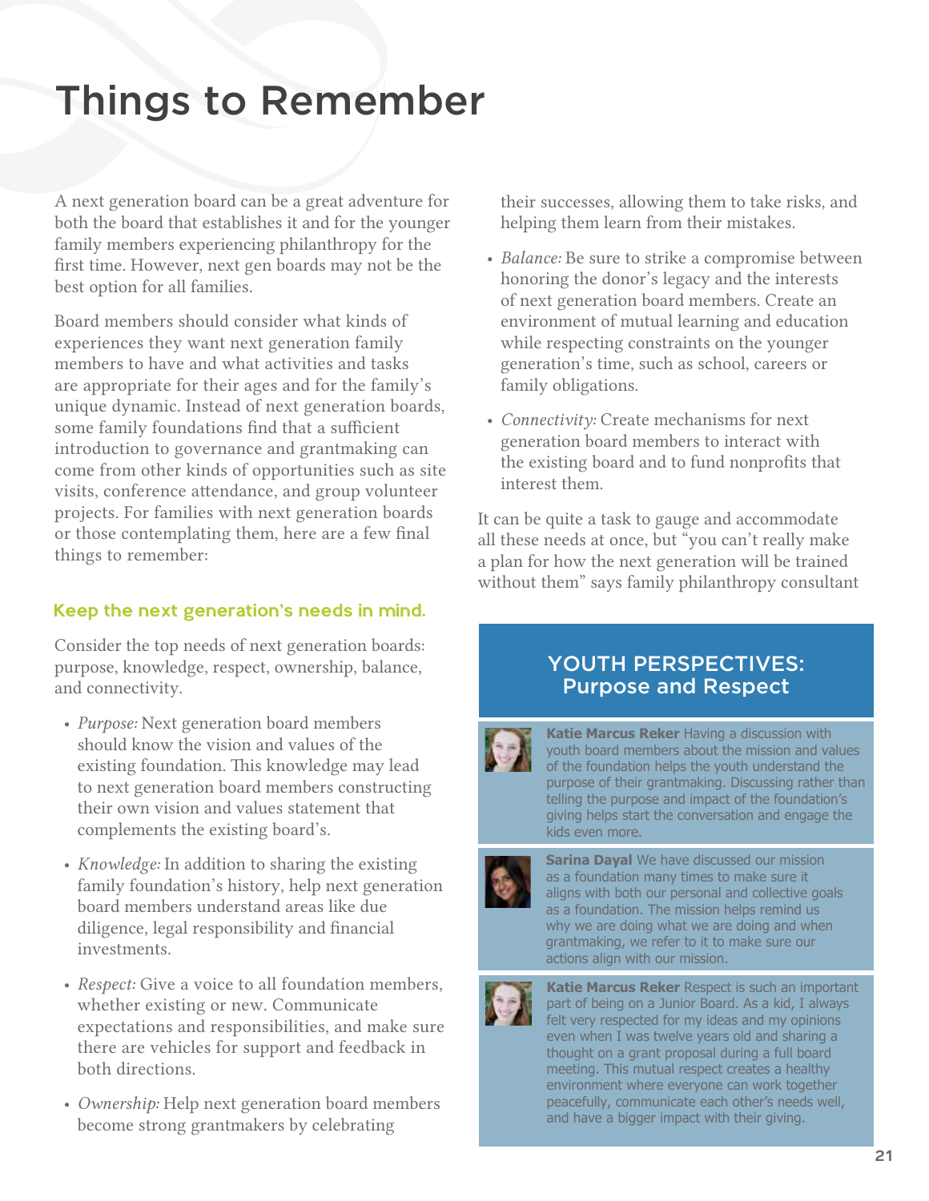# Things to Remember

A next generation board can be a great adventure for both the board that establishes it and for the younger family members experiencing philanthropy for the first time. However, next gen boards may not be the best option for all families.

Board members should consider what kinds of experiences they want next generation family members to have and what activities and tasks are appropriate for their ages and for the family's unique dynamic. Instead of next generation boards, some family foundations find that a sufficient introduction to governance and grantmaking can come from other kinds of opportunities such as site visits, conference attendance, and group volunteer projects. For families with next generation boards or those contemplating them, here are a few final things to remember:

### Keep the next generation's needs in mind.

Consider the top needs of next generation boards: purpose, knowledge, respect, ownership, balance, and connectivity.

- *Purpose:* Next generation board members should know the vision and values of the existing foundation. This knowledge may lead to next generation board members constructing their own vision and values statement that complements the existing board's.
- *Knowledge:* In addition to sharing the existing family foundation's history, help next generation board members understand areas like due diligence, legal responsibility and financial investments.
- *Respect:* Give a voice to all foundation members, whether existing or new. Communicate expectations and responsibilities, and make sure there are vehicles for support and feedback in both directions.
- *Ownership:* Help next generation board members become strong grantmakers by celebrating their successes, allowing them to take risks, and helping them learn from their mistakes.
- *Balance:* Be sure to strike a compromise between honoring the donor's legacy and the interests of next generation board members. Create an environment of mutual learning and education while respecting constraints on the younger generation's time, such as school, careers or family obligations.
- *Connectivity:* Create mechanisms for next generation board members to interact with the existing board and to fund nonprofits that interest them.

It can be quite a task to gauge and accommodate all these needs at once, but "you can't really make a plan for how the next generation will be trained without them" says family philanthropy consultant

## YOUTH PERSPECTIVES: Purpose and Respect

**Katie Marcus Reker** Having a discussion with youth board members about the mission and values of the foundation helps the youth understand the purpose of their grantmaking. Discussing rather than telling the purpose and impact of the foundation's giving helps start the conversation and engage the kids even more.

**Sarina Dayal** We have discussed our mission as a foundation many times to make sure it aligns with both our personal and collective goals as a foundation. The mission helps remind us why we are doing what we are doing and when grantmaking, we refer to it to make sure our actions align with our mission.

**Katie Marcus Reker** Respect is such an important part of being on a Junior Board. As a kid, I always felt very respected for my ideas and my opinions even when I was twelve years old and sharing a thought on a grant proposal during a full board meeting. This mutual respect creates a healthy environment where everyone can work together peacefully, communicate each other's needs well, and have a bigger impact with their giving.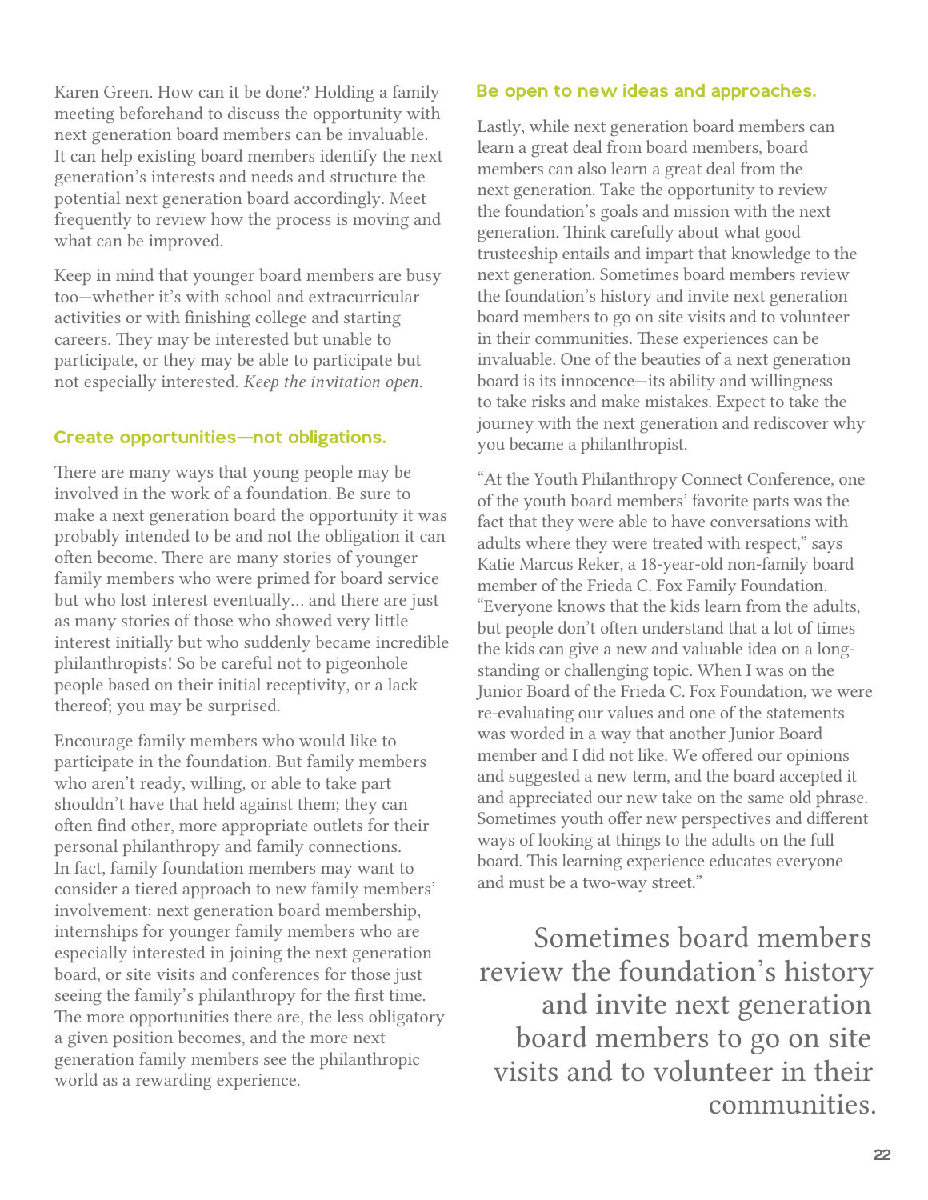Karen Green. How can it be done? Holding a family meeting beforehand to discuss the opportunity with next generation board members can be invaluable. It can help existing board members identify the next generation's interests and needs and structure the potential next generation board accordingly. Meet frequently to review how the process is moving and what can be improved.

Keep in mind that younger board members are busy too—whether it's with school and extracurricular activities or with finishing college and starting careers. They may be interested but unable to participate, or they may be able to participate but not especially interested. *Keep the invitation open.*

### Create opportunities—not obligations.

There are many ways that young people may be involved in the work of a foundation. Be sure to make a next generation board the opportunity it was probably intended to be and not the obligation it can often become. There are many stories of younger family members who were primed for board service but who lost interest eventually... and there are just as many stories of those who showed very little interest initially but who suddenly became incredible philanthropists! So be careful not to pigeonhole people based on their initial receptivity, or a lack thereof; you may be surprised.

Encourage family members who would like to participate in the foundation. But family members who aren't ready, willing, or able to take part shouldn't have that held against them; they can often find other, more appropriate outlets for their personal philanthropy and family connections. In fact, family foundation members may want to consider a tiered approach to new family members' involvement: next generation board membership, internships for younger family members who are especially interested in joining the next generation board, or site visits and conferences for those just seeing the family's philanthropy for the first time. The more opportunities there are, the less obligatory a given position becomes, and the more next generation family members see the philanthropic world as a rewarding experience.

### Be open to new ideas and approaches.

Lastly, while next generation board members can learn a great deal from board members, board members can also learn a great deal from the next generation. Take the opportunity to review the foundation's goals and mission with the next generation. Think carefully about what good trusteeship entails and impart that knowledge to the next generation. Sometimes board members review the foundation's history and invite next generation board members to go on site visits and to volunteer in their communities. These experiences can be invaluable. One of the beauties of a next generation board is its innocence—its ability and willingness to take risks and make mistakes. Expect to take the journey with the next generation and rediscover why you became a philanthropist.

"At the Youth Philanthropy Connect Conference, one of the youth board members' favorite parts was the fact that they were able to have conversations with adults where they were treated with respect," says Katie Marcus Reker, a 18-year-old non-family board member of the Frieda C. Fox Family Foundation. "Everyone knows that the kids learn from the adults, but people don't often understand that a lot of times the kids can give a new and valuable idea on a long-standing or challenging topic. When I was on the Junior Board of the Frieda C. Fox Foundation, we were re-evaluating our values and one of the statements was worded in a way that another Junior Board member and I did not like. We offered our opinions and suggested a new term, and the board accepted it and appreciated our new take on the same old phrase. Sometimes youth offer new perspectives and different ways of looking at things to the adults on the full board. This learning experience educates everyone and must be a two-way street."

> Sometimes board members review the foundation's history and invite next generation board members to go on site visits and to volunteer in their communities.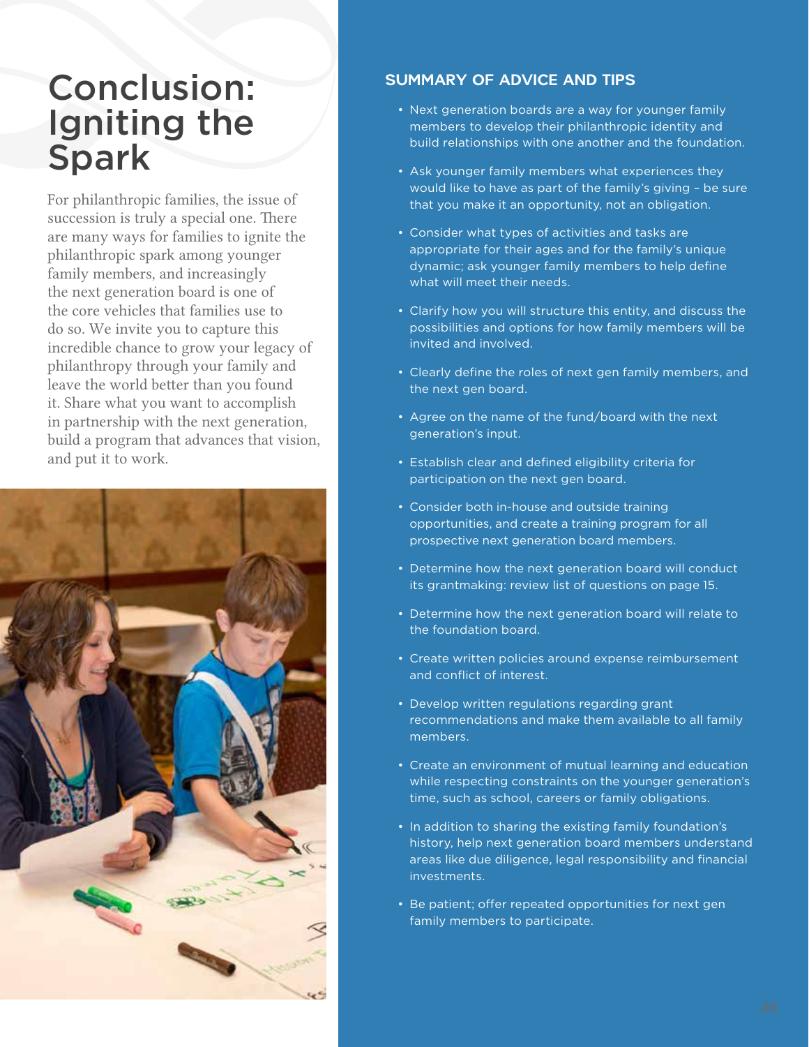# Conclusion: Igniting the Spark

For philanthropic families, the issue of succession is truly a special one. There are many ways for families to ignite the philanthropic spark among younger family members, and increasingly the next generation board is one of the core vehicles that families use to do so. We invite you to capture this incredible chance to grow your legacy of philanthropy through your family and leave the world better than you found it. Share what you want to accomplish in partnership with the next generation, build a program that advances that vision, and put it to work.

## SUMMARY OF ADVICE AND TIPS

- Next generation boards are a way for younger family members to develop their philanthropic identity and build relationships with one another and the foundation.
- Ask younger family members what experiences they would like to have as part of the family's giving – be sure that you make it an opportunity, not an obligation.
- Consider what types of activities and tasks are appropriate for their ages and for the family's unique dynamic; ask younger family members to help define what will meet their needs.
- Clarify how you will structure this entity, and discuss the possibilities and options for how family members will be invited and involved.
- Clearly define the roles of next gen family members, and the next gen board.
- Agree on the name of the fund/board with the next generation's input.
- Establish clear and defined eligibility criteria for participation on the next gen board.
- Consider both in-house and outside training opportunities, and create a training program for all prospective next generation board members.
- Determine how the next generation board will conduct its grantmaking: review list of questions on page 15.
- Determine how the next generation board will relate to the foundation board.
- Create written policies around expense reimbursement and conflict of interest.
- Develop written regulations regarding grant recommendations and make them available to all family members.
- Create an environment of mutual learning and education while respecting constraints on the younger generation's time, such as school, careers or family obligations.
- In addition to sharing the existing family foundation's history, help next generation board members understand areas like due diligence, legal responsibility and financial investments.
- Be patient; offer repeated opportunities for next gen family members to participate.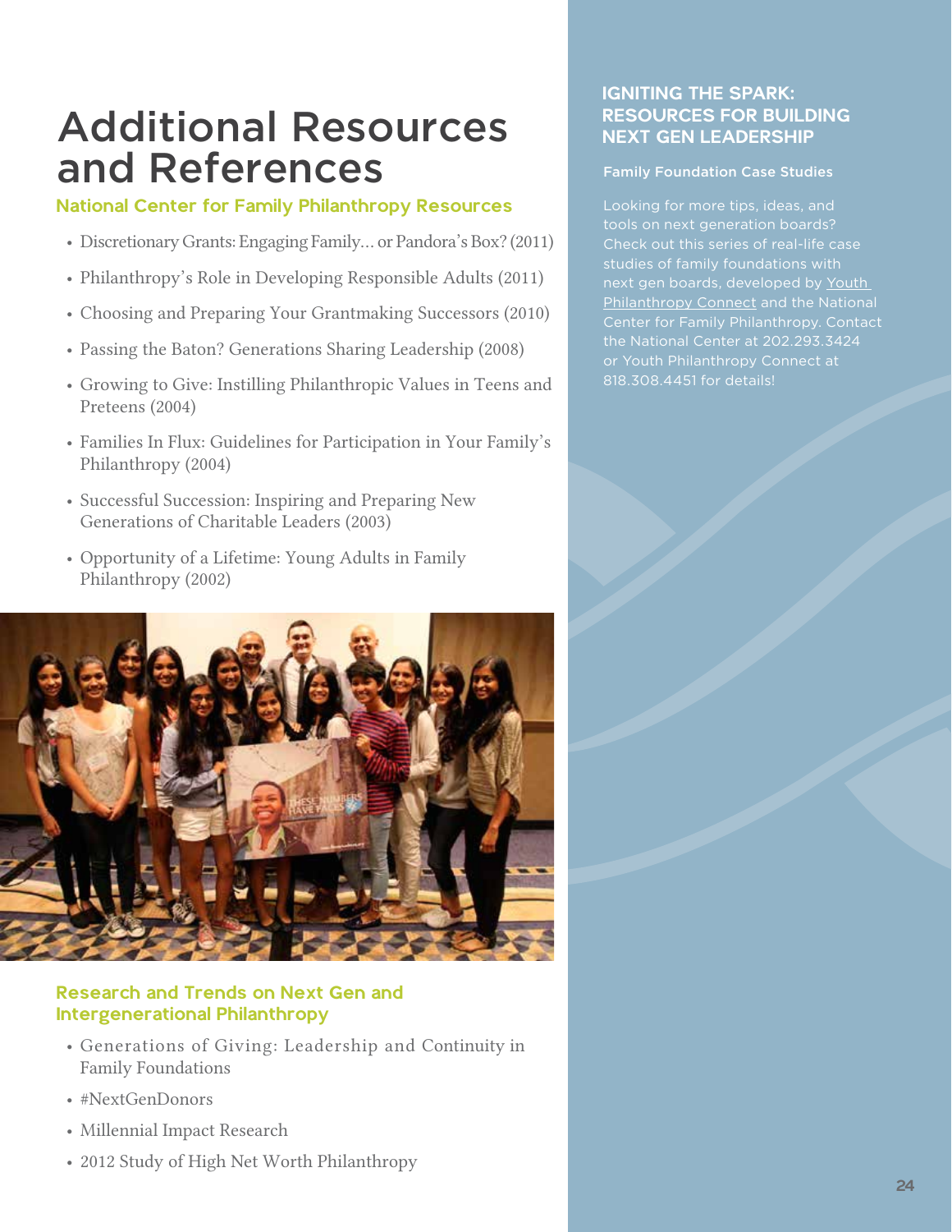# Additional Resources and References

## National Center for Family Philanthropy Resources

- Discretionary Grants: Engaging Family… or Pandora's Box? (2011)
- Philanthropy's Role in Developing Responsible Adults (2011)
- Choosing and Preparing Your Grantmaking Successors (2010)
- Passing the Baton? Generations Sharing Leadership (2008)
- Growing to Give: Instilling Philanthropic Values in Teens and Preteens (2004)
- Families In Flux: Guidelines for Participation in Your Family's Philanthropy (2004)
- Successful Succession: Inspiring and Preparing New Generations of Charitable Leaders (2003)
- Opportunity of a Lifetime: Young Adults in Family Philanthropy (2002)

## Research and Trends on Next Gen and Intergenerational Philanthropy

- Generations of Giving: Leadership and Continuity in Family Foundations
- #NextGenDonors
- Millennial Impact Research
- 2012 Study of High Net Worth Philanthropy

## IGNITING THE SPARK: RESOURCES FOR BUILDING NEXT GEN LEADERSHIP

### Family Foundation Case Studies

Looking for more tips, ideas, and tools on next generation boards? Check out this series of real-life case studies of family foundations with next gen boards, developed by Youth Philanthropy Connect and the National Center for Family Philanthropy. Contact the National Center at 202.293.3424 or Youth Philanthropy Connect at 818.308.4451 for details!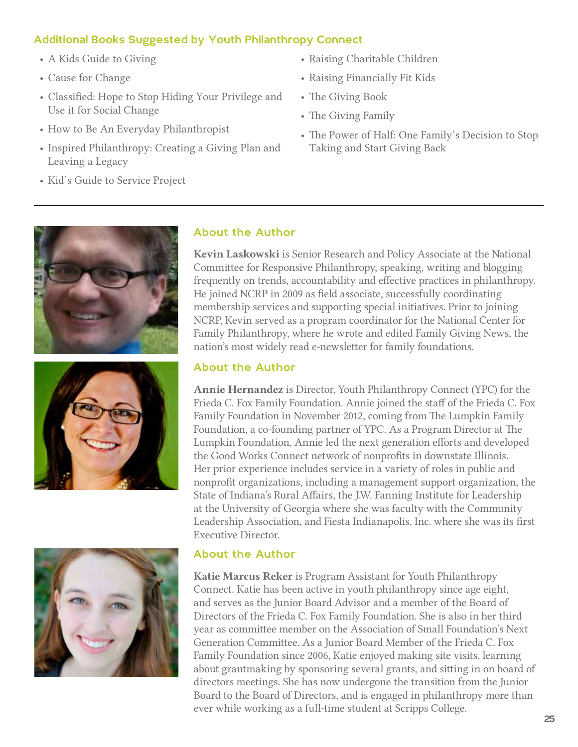## Additional Books Suggested by Youth Philanthropy Connect

- A Kids Guide to Giving
- Cause for Change
- Classified: Hope to Stop Hiding Your Privilege and Use it for Social Change
- How to Be An Everyday Philanthropist
- Inspired Philanthropy: Creating a Giving Plan and Leaving a Legacy
- Kid's Guide to Service Project
- Raising Charitable Children
- Raising Financially Fit Kids
- The Giving Book
- The Giving Family
- The Power of Half: One Family's Decision to Stop Taking and Start Giving Back

---

## About the Author

**Kevin Laskowski** is Senior Research and Policy Associate at the National Committee for Responsive Philanthropy, speaking, writing and blogging frequently on trends, accountability and effective practices in philanthropy. He joined NCRP in 2009 as field associate, successfully coordinating membership services and supporting special initiatives. Prior to joining NCRP, Kevin served as a program coordinator for the National Center for Family Philanthropy, where he wrote and edited Family Giving News, the nation's most widely read e-newsletter for family foundations.

## About the Author

**Annie Hernandez** is Director, Youth Philanthropy Connect (YPC) for the Frieda C. Fox Family Foundation. Annie joined the staff of the Frieda C. Fox Family Foundation in November 2012, coming from The Lumpkin Family Foundation, a co-founding partner of YPC. As a Program Director at The Lumpkin Foundation, Annie led the next generation efforts and developed the Good Works Connect network of nonprofits in downstate Illinois. Her prior experience includes service in a variety of roles in public and nonprofit organizations, including a management support organization, the State of Indiana's Rural Affairs, the J.W. Fanning Institute for Leadership at the University of Georgia where she was faculty with the Community Leadership Association, and Fiesta Indianapolis, Inc. where she was its first Executive Director.

## About the Author

**Katie Marcus Reker** is Program Assistant for Youth Philanthropy Connect. Katie has been active in youth philanthropy since age eight, and serves as the Junior Board Advisor and a member of the Board of Directors of the Frieda C. Fox Family Foundation. She is also in her third year as committee member on the Association of Small Foundation's Next Generation Committee. As a Junior Board Member of the Frieda C. Fox Family Foundation since 2006, Katie enjoyed making site visits, learning about grantmaking by sponsoring several grants, and sitting in on board of directors meetings. She has now undergone the transition from the Junior Board to the Board of Directors, and is engaged in philanthropy more than ever while working as a full-time student at Scripps College.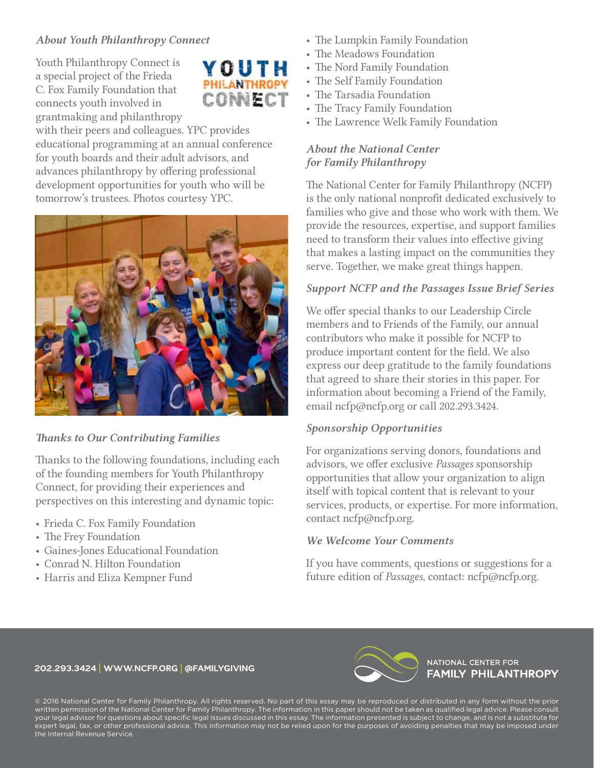*About Youth Philanthropy Connect*

Youth Philanthropy Connect is a special project of the Frieda C. Fox Family Foundation that connects youth involved in grantmaking and philanthropy with their peers and colleagues. YPC provides educational programming at an annual conference for youth boards and their adult advisors, and advances philanthropy by offering professional development opportunities for youth who will be tomorrow's trustees. Photos courtesy YPC.

*Thanks to Our Contributing Families*

Thanks to the following foundations, including each of the founding members for Youth Philanthropy Connect, for providing their experiences and perspectives on this interesting and dynamic topic:

- Frieda C. Fox Family Foundation
- The Frey Foundation
- Gaines-Jones Educational Foundation
- Conrad N. Hilton Foundation
- Harris and Eliza Kempner Fund
- The Lumpkin Family Foundation
- The Meadows Foundation
- The Nord Family Foundation
- The Self Family Foundation
- The Tarsadia Foundation
- The Tracy Family Foundation
- The Lawrence Welk Family Foundation

*About the National Center for Family Philanthropy*

The National Center for Family Philanthropy (NCFP) is the only national nonprofit dedicated exclusively to families who give and those who work with them. We provide the resources, expertise, and support families need to transform their values into effective giving that makes a lasting impact on the communities they serve. Together, we make great things happen.

*Support NCFP and the Passages Issue Brief Series*

We offer special thanks to our Leadership Circle members and to Friends of the Family, our annual contributors who make it possible for NCFP to produce important content for the field. We also express our deep gratitude to the family foundations that agreed to share their stories in this paper. For information about becoming a Friend of the Family, email ncfp@ncfp.org or call 202.293.3424.

*Sponsorship Opportunities*

For organizations serving donors, foundations and advisors, we offer exclusive *Passages* sponsorship opportunities that allow your organization to align itself with topical content that is relevant to your services, products, or expertise. For more information, contact ncfp@ncfp.org.

*We Welcome Your Comments*

If you have comments, questions or suggestions for a future edition of *Passages*, contact: ncfp@ncfp.org.

202.293.3424 | WWW.NCFP.ORG | @FAMILYGIVING

NATIONAL CENTER FOR FAMILY PHILANTHROPY

© 2016 National Center for Family Philanthropy. All rights reserved. No part of this essay may be reproduced or distributed in any form without the prior written permission of the National Center for Family Philanthropy. The information in this paper should not be taken as qualified legal advice. Please consult your legal advisor for questions about specific legal issues discussed in this essay. The information presented is subject to change, and is not a substitute for expert legal, tax, or other professional advice. This information may not be relied upon for the purposes of avoiding penalties that may be imposed under the Internal Revenue Service.